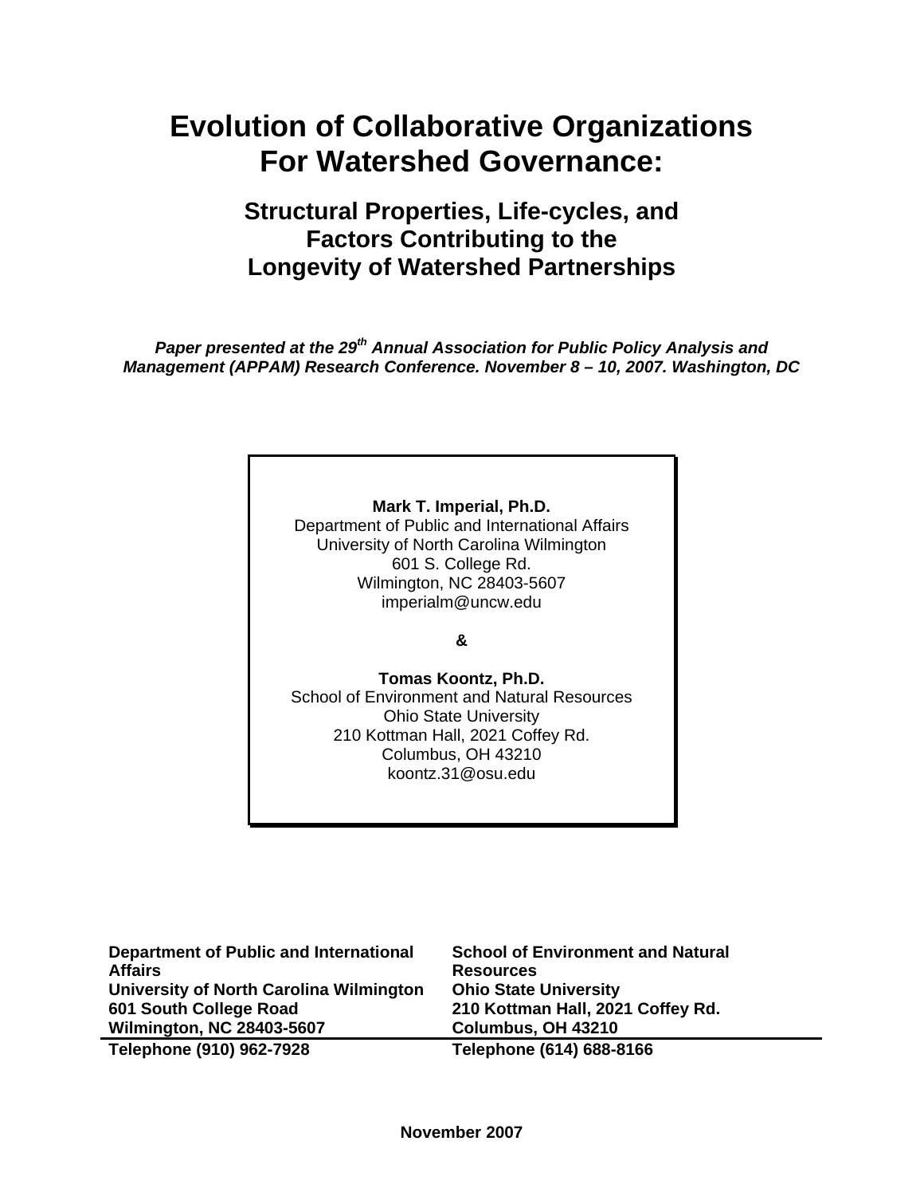# Evolution of Collaborative Organizations For Watershed Governance:

## Structural Properties, Life-cycles, and Factors Contributing to the Longevity of Watershed Partnerships

***Paper presented at the 29th Annual Association for Public Policy Analysis and Management (APPAM) Research Conference. November 8 – 10, 2007. Washington, DC***

**Mark T. Imperial, Ph.D.**
Department of Public and International Affairs
University of North Carolina Wilmington
601 S. College Rd.
Wilmington, NC 28403-5607
imperialm@uncw.edu

**&**

**Tomas Koontz, Ph.D.**
School of Environment and Natural Resources
Ohio State University
210 Kottman Hall, 2021 Coffey Rd.
Columbus, OH 43210
koontz.31@osu.edu

**Department of Public and International Affairs**
**University of North Carolina Wilmington**
**601 South College Road**
**Wilmington, NC 28403-5607**
**Telephone (910) 962-7928**

**School of Environment and Natural Resources**
**Ohio State University**
**210 Kottman Hall, 2021 Coffey Rd.**
**Columbus, OH 43210**
**Telephone (614) 688-8166**

**November 2007**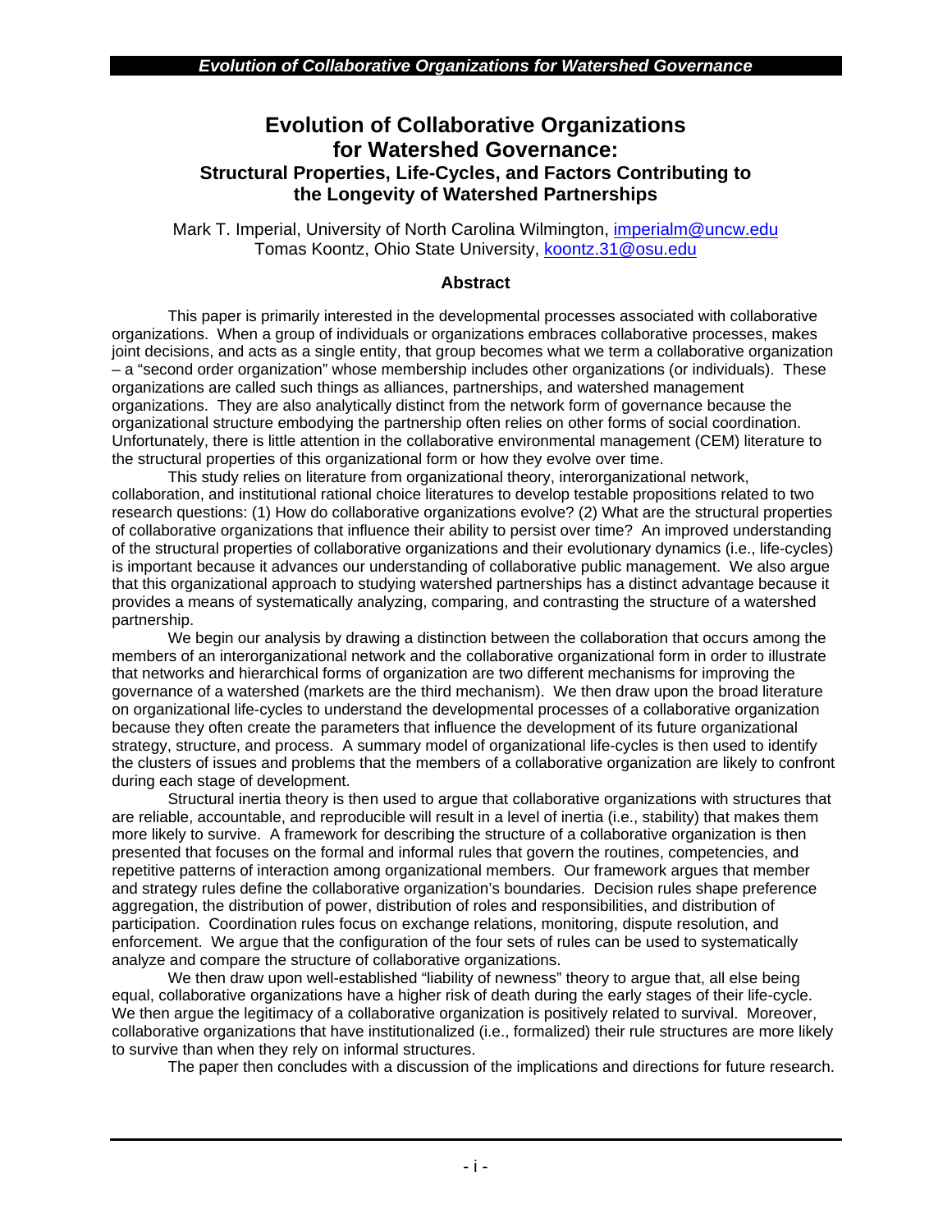# Evolution of Collaborative Organizations for Watershed Governance:

## Structural Properties, Life-Cycles, and Factors Contributing to the Longevity of Watershed Partnerships

Mark T. Imperial, University of North Carolina Wilmington, imperialm@uncw.edu
Tomas Koontz, Ohio State University, koontz.31@osu.edu

### Abstract

This paper is primarily interested in the developmental processes associated with collaborative organizations. When a group of individuals or organizations embraces collaborative processes, makes joint decisions, and acts as a single entity, that group becomes what we term a collaborative organization – a "second order organization" whose membership includes other organizations (or individuals). These organizations are called such things as alliances, partnerships, and watershed management organizations. They are also analytically distinct from the network form of governance because the organizational structure embodying the partnership often relies on other forms of social coordination. Unfortunately, there is little attention in the collaborative environmental management (CEM) literature to the structural properties of this organizational form or how they evolve over time.

This study relies on literature from organizational theory, interorganizational network, collaboration, and institutional rational choice literatures to develop testable propositions related to two research questions: (1) How do collaborative organizations evolve? (2) What are the structural properties of collaborative organizations that influence their ability to persist over time? An improved understanding of the structural properties of collaborative organizations and their evolutionary dynamics (i.e., life-cycles) is important because it advances our understanding of collaborative public management. We also argue that this organizational approach to studying watershed partnerships has a distinct advantage because it provides a means of systematically analyzing, comparing, and contrasting the structure of a watershed partnership.

We begin our analysis by drawing a distinction between the collaboration that occurs among the members of an interorganizational network and the collaborative organizational form in order to illustrate that networks and hierarchical forms of organization are two different mechanisms for improving the governance of a watershed (markets are the third mechanism). We then draw upon the broad literature on organizational life-cycles to understand the developmental processes of a collaborative organization because they often create the parameters that influence the development of its future organizational strategy, structure, and process. A summary model of organizational life-cycles is then used to identify the clusters of issues and problems that the members of a collaborative organization are likely to confront during each stage of development.

Structural inertia theory is then used to argue that collaborative organizations with structures that are reliable, accountable, and reproducible will result in a level of inertia (i.e., stability) that makes them more likely to survive. A framework for describing the structure of a collaborative organization is then presented that focuses on the formal and informal rules that govern the routines, competencies, and repetitive patterns of interaction among organizational members. Our framework argues that member and strategy rules define the collaborative organization's boundaries. Decision rules shape preference aggregation, the distribution of power, distribution of roles and responsibilities, and distribution of participation. Coordination rules focus on exchange relations, monitoring, dispute resolution, and enforcement. We argue that the configuration of the four sets of rules can be used to systematically analyze and compare the structure of collaborative organizations.

We then draw upon well-established "liability of newness" theory to argue that, all else being equal, collaborative organizations have a higher risk of death during the early stages of their life-cycle. We then argue the legitimacy of a collaborative organization is positively related to survival. Moreover, collaborative organizations that have institutionalized (i.e., formalized) their rule structures are more likely to survive than when they rely on informal structures.

The paper then concludes with a discussion of the implications and directions for future research.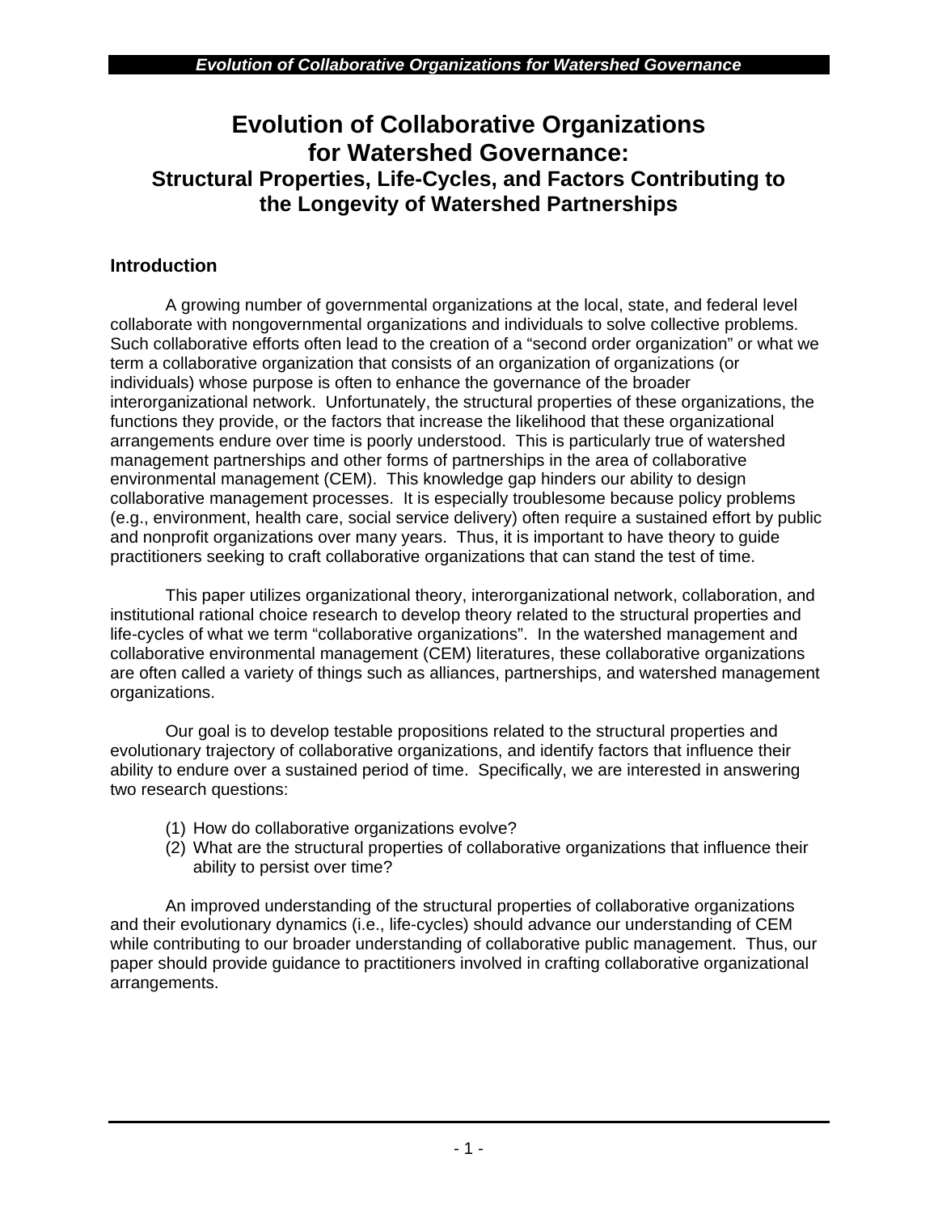# Evolution of Collaborative Organizations for Watershed Governance:

## Structural Properties, Life-Cycles, and Factors Contributing to the Longevity of Watershed Partnerships

### Introduction

A growing number of governmental organizations at the local, state, and federal level collaborate with nongovernmental organizations and individuals to solve collective problems. Such collaborative efforts often lead to the creation of a "second order organization" or what we term a collaborative organization that consists of an organization of organizations (or individuals) whose purpose is often to enhance the governance of the broader interorganizational network. Unfortunately, the structural properties of these organizations, the functions they provide, or the factors that increase the likelihood that these organizational arrangements endure over time is poorly understood. This is particularly true of watershed management partnerships and other forms of partnerships in the area of collaborative environmental management (CEM). This knowledge gap hinders our ability to design collaborative management processes. It is especially troublesome because policy problems (e.g., environment, health care, social service delivery) often require a sustained effort by public and nonprofit organizations over many years. Thus, it is important to have theory to guide practitioners seeking to craft collaborative organizations that can stand the test of time.

This paper utilizes organizational theory, interorganizational network, collaboration, and institutional rational choice research to develop theory related to the structural properties and life-cycles of what we term "collaborative organizations". In the watershed management and collaborative environmental management (CEM) literatures, these collaborative organizations are often called a variety of things such as alliances, partnerships, and watershed management organizations.

Our goal is to develop testable propositions related to the structural properties and evolutionary trajectory of collaborative organizations, and identify factors that influence their ability to endure over a sustained period of time. Specifically, we are interested in answering two research questions:

(1) How do collaborative organizations evolve?
(2) What are the structural properties of collaborative organizations that influence their ability to persist over time?

An improved understanding of the structural properties of collaborative organizations and their evolutionary dynamics (i.e., life-cycles) should advance our understanding of CEM while contributing to our broader understanding of collaborative public management. Thus, our paper should provide guidance to practitioners involved in crafting collaborative organizational arrangements.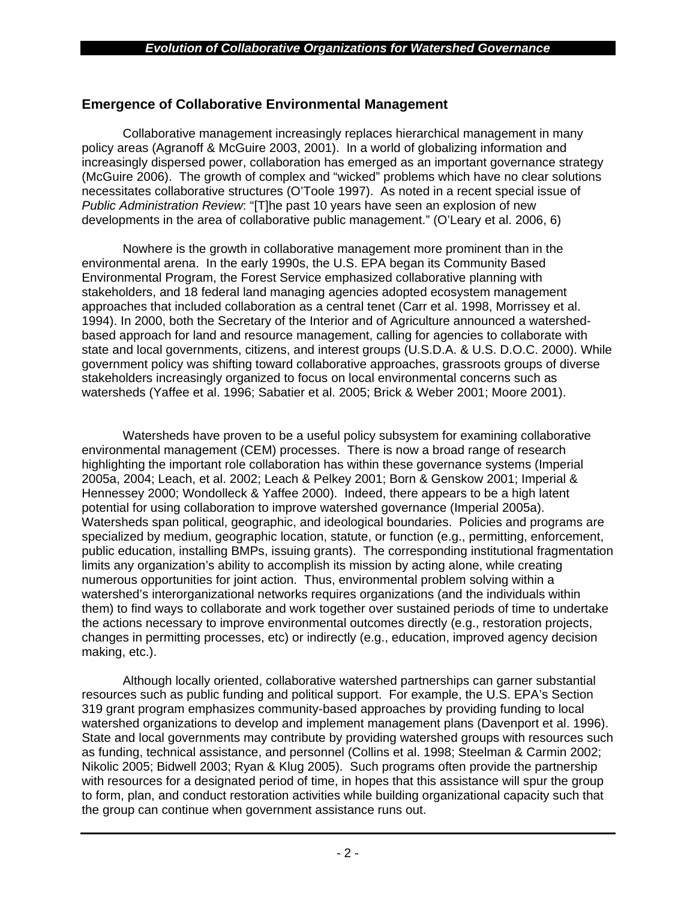## Emergence of Collaborative Environmental Management

Collaborative management increasingly replaces hierarchical management in many policy areas (Agranoff & McGuire 2003, 2001). In a world of globalizing information and increasingly dispersed power, collaboration has emerged as an important governance strategy (McGuire 2006). The growth of complex and "wicked" problems which have no clear solutions necessitates collaborative structures (O'Toole 1997). As noted in a recent special issue of *Public Administration Review*: "[T]he past 10 years have seen an explosion of new developments in the area of collaborative public management." (O'Leary et al. 2006, 6)

Nowhere is the growth in collaborative management more prominent than in the environmental arena. In the early 1990s, the U.S. EPA began its Community Based Environmental Program, the Forest Service emphasized collaborative planning with stakeholders, and 18 federal land managing agencies adopted ecosystem management approaches that included collaboration as a central tenet (Carr et al. 1998, Morrissey et al. 1994). In 2000, both the Secretary of the Interior and of Agriculture announced a watershed-based approach for land and resource management, calling for agencies to collaborate with state and local governments, citizens, and interest groups (U.S.D.A. & U.S. D.O.C. 2000). While government policy was shifting toward collaborative approaches, grassroots groups of diverse stakeholders increasingly organized to focus on local environmental concerns such as watersheds (Yaffee et al. 1996; Sabatier et al. 2005; Brick & Weber 2001; Moore 2001).

Watersheds have proven to be a useful policy subsystem for examining collaborative environmental management (CEM) processes. There is now a broad range of research highlighting the important role collaboration has within these governance systems (Imperial 2005a, 2004; Leach, et al. 2002; Leach & Pelkey 2001; Born & Genskow 2001; Imperial & Hennessey 2000; Wondolleck & Yaffee 2000). Indeed, there appears to be a high latent potential for using collaboration to improve watershed governance (Imperial 2005a). Watersheds span political, geographic, and ideological boundaries. Policies and programs are specialized by medium, geographic location, statute, or function (e.g., permitting, enforcement, public education, installing BMPs, issuing grants). The corresponding institutional fragmentation limits any organization's ability to accomplish its mission by acting alone, while creating numerous opportunities for joint action. Thus, environmental problem solving within a watershed's interorganizational networks requires organizations (and the individuals within them) to find ways to collaborate and work together over sustained periods of time to undertake the actions necessary to improve environmental outcomes directly (e.g., restoration projects, changes in permitting processes, etc) or indirectly (e.g., education, improved agency decision making, etc.).

Although locally oriented, collaborative watershed partnerships can garner substantial resources such as public funding and political support. For example, the U.S. EPA's Section 319 grant program emphasizes community-based approaches by providing funding to local watershed organizations to develop and implement management plans (Davenport et al. 1996). State and local governments may contribute by providing watershed groups with resources such as funding, technical assistance, and personnel (Collins et al. 1998; Steelman & Carmin 2002; Nikolic 2005; Bidwell 2003; Ryan & Klug 2005). Such programs often provide the partnership with resources for a designated period of time, in hopes that this assistance will spur the group to form, plan, and conduct restoration activities while building organizational capacity such that the group can continue when government assistance runs out.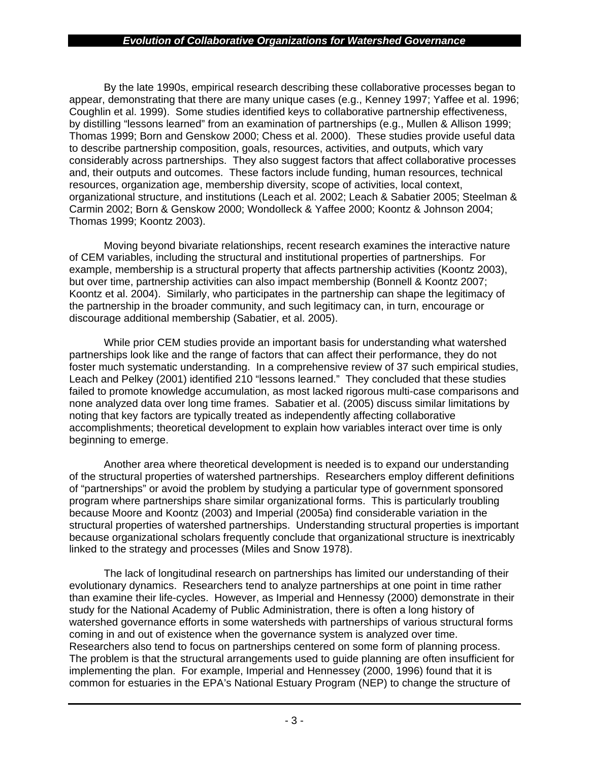By the late 1990s, empirical research describing these collaborative processes began to appear, demonstrating that there are many unique cases (e.g., Kenney 1997; Yaffee et al. 1996; Coughlin et al. 1999). Some studies identified keys to collaborative partnership effectiveness, by distilling "lessons learned" from an examination of partnerships (e.g., Mullen & Allison 1999; Thomas 1999; Born and Genskow 2000; Chess et al. 2000). These studies provide useful data to describe partnership composition, goals, resources, activities, and outputs, which vary considerably across partnerships. They also suggest factors that affect collaborative processes and, their outputs and outcomes. These factors include funding, human resources, technical resources, organization age, membership diversity, scope of activities, local context, organizational structure, and institutions (Leach et al. 2002; Leach & Sabatier 2005; Steelman & Carmin 2002; Born & Genskow 2000; Wondolleck & Yaffee 2000; Koontz & Johnson 2004; Thomas 1999; Koontz 2003).

Moving beyond bivariate relationships, recent research examines the interactive nature of CEM variables, including the structural and institutional properties of partnerships. For example, membership is a structural property that affects partnership activities (Koontz 2003), but over time, partnership activities can also impact membership (Bonnell & Koontz 2007; Koontz et al. 2004). Similarly, who participates in the partnership can shape the legitimacy of the partnership in the broader community, and such legitimacy can, in turn, encourage or discourage additional membership (Sabatier, et al. 2005).

While prior CEM studies provide an important basis for understanding what watershed partnerships look like and the range of factors that can affect their performance, they do not foster much systematic understanding. In a comprehensive review of 37 such empirical studies, Leach and Pelkey (2001) identified 210 "lessons learned." They concluded that these studies failed to promote knowledge accumulation, as most lacked rigorous multi-case comparisons and none analyzed data over long time frames. Sabatier et al. (2005) discuss similar limitations by noting that key factors are typically treated as independently affecting collaborative accomplishments; theoretical development to explain how variables interact over time is only beginning to emerge.

Another area where theoretical development is needed is to expand our understanding of the structural properties of watershed partnerships. Researchers employ different definitions of "partnerships" or avoid the problem by studying a particular type of government sponsored program where partnerships share similar organizational forms. This is particularly troubling because Moore and Koontz (2003) and Imperial (2005a) find considerable variation in the structural properties of watershed partnerships. Understanding structural properties is important because organizational scholars frequently conclude that organizational structure is inextricably linked to the strategy and processes (Miles and Snow 1978).

The lack of longitudinal research on partnerships has limited our understanding of their evolutionary dynamics. Researchers tend to analyze partnerships at one point in time rather than examine their life-cycles. However, as Imperial and Hennessy (2000) demonstrate in their study for the National Academy of Public Administration, there is often a long history of watershed governance efforts in some watersheds with partnerships of various structural forms coming in and out of existence when the governance system is analyzed over time. Researchers also tend to focus on partnerships centered on some form of planning process. The problem is that the structural arrangements used to guide planning are often insufficient for implementing the plan. For example, Imperial and Hennessey (2000, 1996) found that it is common for estuaries in the EPA's National Estuary Program (NEP) to change the structure of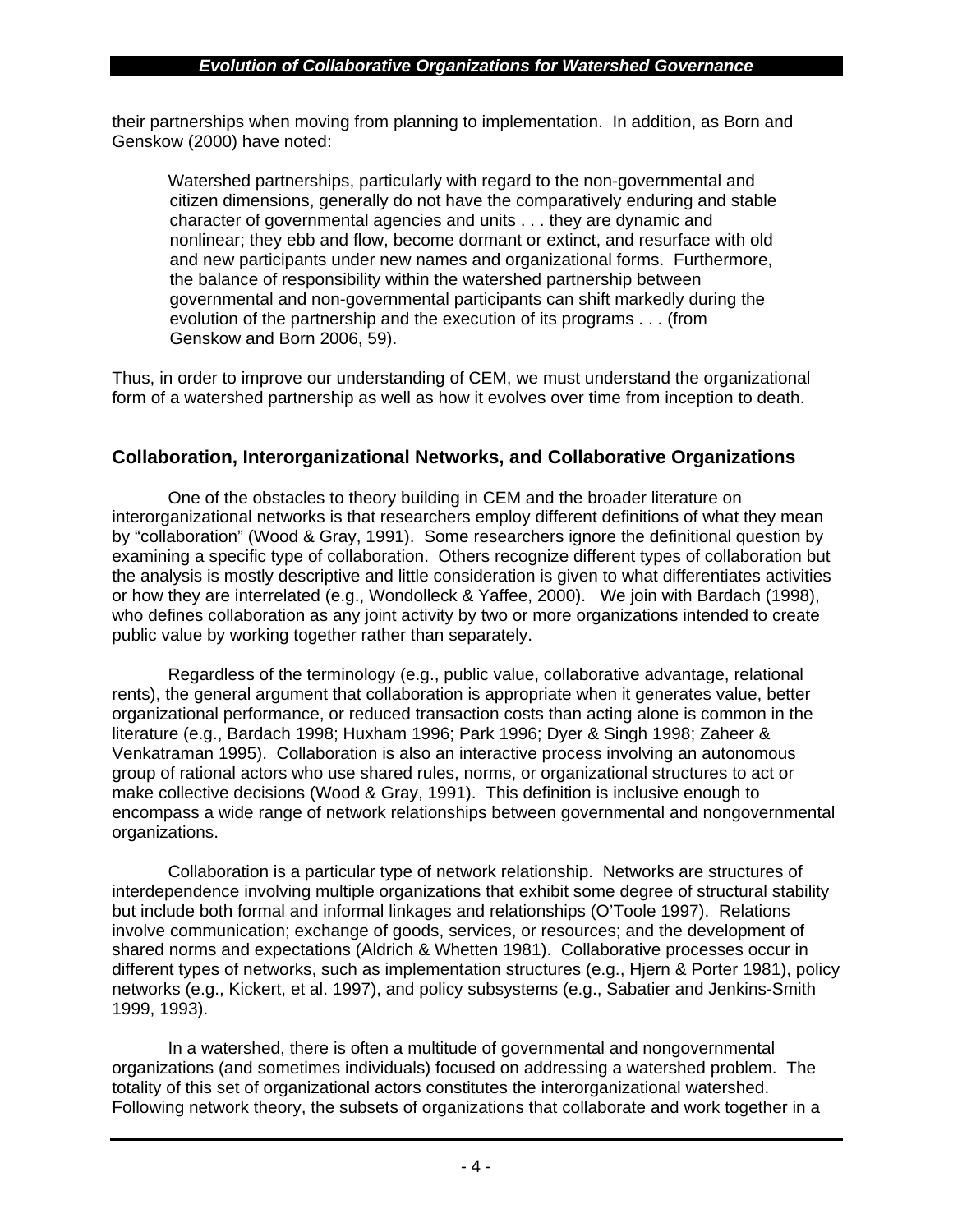their partnerships when moving from planning to implementation. In addition, as Born and Genskow (2000) have noted:

> Watershed partnerships, particularly with regard to the non-governmental and citizen dimensions, generally do not have the comparatively enduring and stable character of governmental agencies and units . . . they are dynamic and nonlinear; they ebb and flow, become dormant or extinct, and resurface with old and new participants under new names and organizational forms. Furthermore, the balance of responsibility within the watershed partnership between governmental and non-governmental participants can shift markedly during the evolution of the partnership and the execution of its programs . . . (from Genskow and Born 2006, 59).

Thus, in order to improve our understanding of CEM, we must understand the organizational form of a watershed partnership as well as how it evolves over time from inception to death.

## Collaboration, Interorganizational Networks, and Collaborative Organizations

One of the obstacles to theory building in CEM and the broader literature on interorganizational networks is that researchers employ different definitions of what they mean by "collaboration" (Wood & Gray, 1991). Some researchers ignore the definitional question by examining a specific type of collaboration. Others recognize different types of collaboration but the analysis is mostly descriptive and little consideration is given to what differentiates activities or how they are interrelated (e.g., Wondolleck & Yaffee, 2000). We join with Bardach (1998), who defines collaboration as any joint activity by two or more organizations intended to create public value by working together rather than separately.

Regardless of the terminology (e.g., public value, collaborative advantage, relational rents), the general argument that collaboration is appropriate when it generates value, better organizational performance, or reduced transaction costs than acting alone is common in the literature (e.g., Bardach 1998; Huxham 1996; Park 1996; Dyer & Singh 1998; Zaheer & Venkatraman 1995). Collaboration is also an interactive process involving an autonomous group of rational actors who use shared rules, norms, or organizational structures to act or make collective decisions (Wood & Gray, 1991). This definition is inclusive enough to encompass a wide range of network relationships between governmental and nongovernmental organizations.

Collaboration is a particular type of network relationship. Networks are structures of interdependence involving multiple organizations that exhibit some degree of structural stability but include both formal and informal linkages and relationships (O'Toole 1997). Relations involve communication; exchange of goods, services, or resources; and the development of shared norms and expectations (Aldrich & Whetten 1981). Collaborative processes occur in different types of networks, such as implementation structures (e.g., Hjern & Porter 1981), policy networks (e.g., Kickert, et al. 1997), and policy subsystems (e.g., Sabatier and Jenkins-Smith 1999, 1993).

In a watershed, there is often a multitude of governmental and nongovernmental organizations (and sometimes individuals) focused on addressing a watershed problem. The totality of this set of organizational actors constitutes the interorganizational watershed. Following network theory, the subsets of organizations that collaborate and work together in a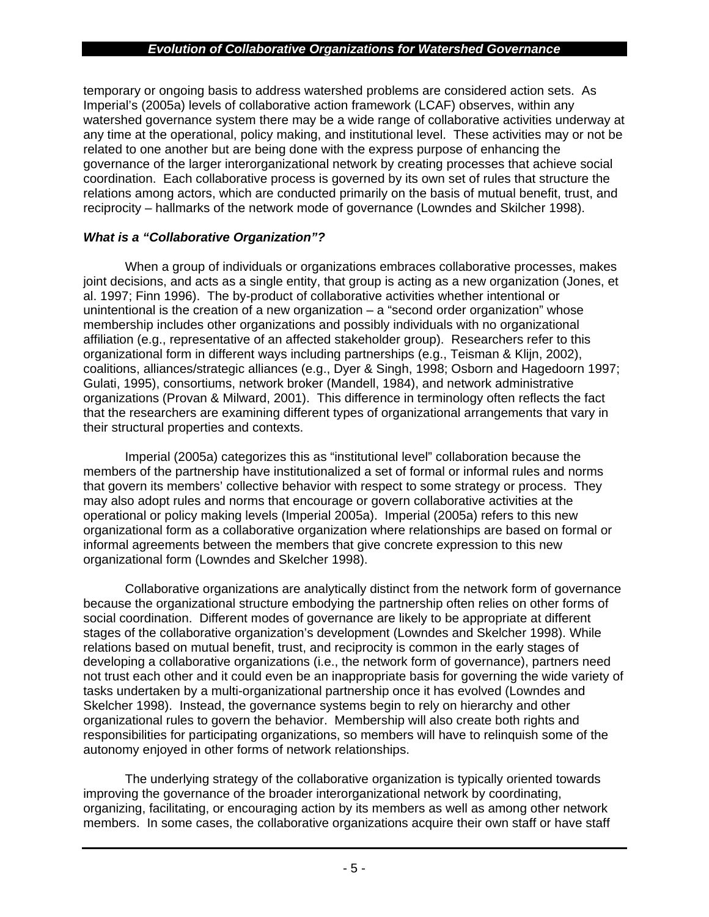temporary or ongoing basis to address watershed problems are considered action sets. As Imperial's (2005a) levels of collaborative action framework (LCAF) observes, within any watershed governance system there may be a wide range of collaborative activities underway at any time at the operational, policy making, and institutional level. These activities may or not be related to one another but are being done with the express purpose of enhancing the governance of the larger interorganizational network by creating processes that achieve social coordination. Each collaborative process is governed by its own set of rules that structure the relations among actors, which are conducted primarily on the basis of mutual benefit, trust, and reciprocity – hallmarks of the network mode of governance (Lowndes and Skilcher 1998).

### *What is a "Collaborative Organization"?*

When a group of individuals or organizations embraces collaborative processes, makes joint decisions, and acts as a single entity, that group is acting as a new organization (Jones, et al. 1997; Finn 1996). The by-product of collaborative activities whether intentional or unintentional is the creation of a new organization – a "second order organization" whose membership includes other organizations and possibly individuals with no organizational affiliation (e.g., representative of an affected stakeholder group). Researchers refer to this organizational form in different ways including partnerships (e.g., Teisman & Klijn, 2002), coalitions, alliances/strategic alliances (e.g., Dyer & Singh, 1998; Osborn and Hagedoorn 1997; Gulati, 1995), consortiums, network broker (Mandell, 1984), and network administrative organizations (Provan & Milward, 2001). This difference in terminology often reflects the fact that the researchers are examining different types of organizational arrangements that vary in their structural properties and contexts.

Imperial (2005a) categorizes this as "institutional level" collaboration because the members of the partnership have institutionalized a set of formal or informal rules and norms that govern its members' collective behavior with respect to some strategy or process. They may also adopt rules and norms that encourage or govern collaborative activities at the operational or policy making levels (Imperial 2005a). Imperial (2005a) refers to this new organizational form as a collaborative organization where relationships are based on formal or informal agreements between the members that give concrete expression to this new organizational form (Lowndes and Skelcher 1998).

Collaborative organizations are analytically distinct from the network form of governance because the organizational structure embodying the partnership often relies on other forms of social coordination. Different modes of governance are likely to be appropriate at different stages of the collaborative organization's development (Lowndes and Skelcher 1998). While relations based on mutual benefit, trust, and reciprocity is common in the early stages of developing a collaborative organizations (i.e., the network form of governance), partners need not trust each other and it could even be an inappropriate basis for governing the wide variety of tasks undertaken by a multi-organizational partnership once it has evolved (Lowndes and Skelcher 1998). Instead, the governance systems begin to rely on hierarchy and other organizational rules to govern the behavior. Membership will also create both rights and responsibilities for participating organizations, so members will have to relinquish some of the autonomy enjoyed in other forms of network relationships.

The underlying strategy of the collaborative organization is typically oriented towards improving the governance of the broader interorganizational network by coordinating, organizing, facilitating, or encouraging action by its members as well as among other network members. In some cases, the collaborative organizations acquire their own staff or have staff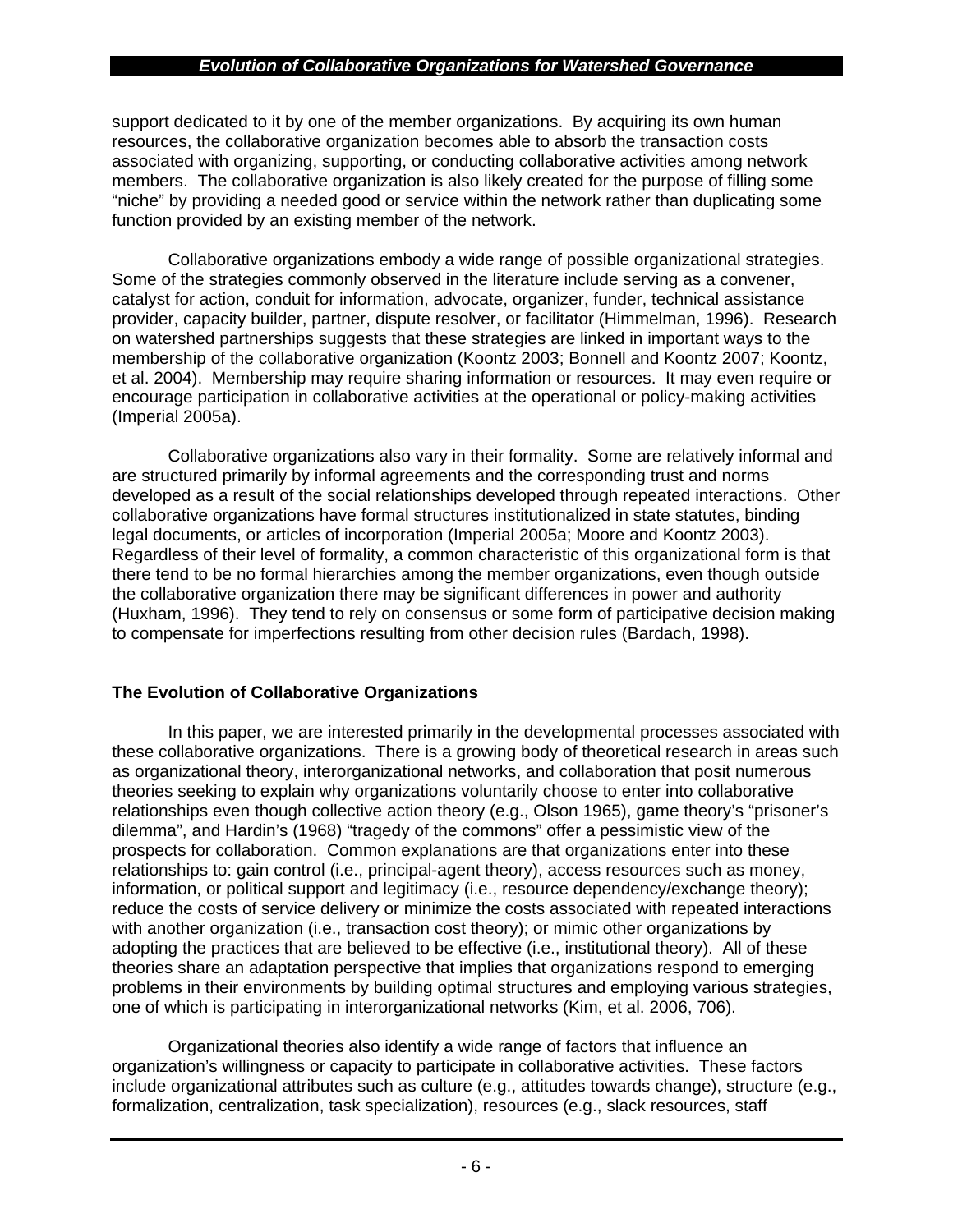support dedicated to it by one of the member organizations. By acquiring its own human resources, the collaborative organization becomes able to absorb the transaction costs associated with organizing, supporting, or conducting collaborative activities among network members. The collaborative organization is also likely created for the purpose of filling some "niche" by providing a needed good or service within the network rather than duplicating some function provided by an existing member of the network.

Collaborative organizations embody a wide range of possible organizational strategies. Some of the strategies commonly observed in the literature include serving as a convener, catalyst for action, conduit for information, advocate, organizer, funder, technical assistance provider, capacity builder, partner, dispute resolver, or facilitator (Himmelman, 1996). Research on watershed partnerships suggests that these strategies are linked in important ways to the membership of the collaborative organization (Koontz 2003; Bonnell and Koontz 2007; Koontz, et al. 2004). Membership may require sharing information or resources. It may even require or encourage participation in collaborative activities at the operational or policy-making activities (Imperial 2005a).

Collaborative organizations also vary in their formality. Some are relatively informal and are structured primarily by informal agreements and the corresponding trust and norms developed as a result of the social relationships developed through repeated interactions. Other collaborative organizations have formal structures institutionalized in state statutes, binding legal documents, or articles of incorporation (Imperial 2005a; Moore and Koontz 2003). Regardless of their level of formality, a common characteristic of this organizational form is that there tend to be no formal hierarchies among the member organizations, even though outside the collaborative organization there may be significant differences in power and authority (Huxham, 1996). They tend to rely on consensus or some form of participative decision making to compensate for imperfections resulting from other decision rules (Bardach, 1998).

## The Evolution of Collaborative Organizations

In this paper, we are interested primarily in the developmental processes associated with these collaborative organizations. There is a growing body of theoretical research in areas such as organizational theory, interorganizational networks, and collaboration that posit numerous theories seeking to explain why organizations voluntarily choose to enter into collaborative relationships even though collective action theory (e.g., Olson 1965), game theory's "prisoner's dilemma", and Hardin's (1968) "tragedy of the commons" offer a pessimistic view of the prospects for collaboration. Common explanations are that organizations enter into these relationships to: gain control (i.e., principal-agent theory), access resources such as money, information, or political support and legitimacy (i.e., resource dependency/exchange theory); reduce the costs of service delivery or minimize the costs associated with repeated interactions with another organization (i.e., transaction cost theory); or mimic other organizations by adopting the practices that are believed to be effective (i.e., institutional theory). All of these theories share an adaptation perspective that implies that organizations respond to emerging problems in their environments by building optimal structures and employing various strategies, one of which is participating in interorganizational networks (Kim, et al. 2006, 706).

Organizational theories also identify a wide range of factors that influence an organization's willingness or capacity to participate in collaborative activities. These factors include organizational attributes such as culture (e.g., attitudes towards change), structure (e.g., formalization, centralization, task specialization), resources (e.g., slack resources, staff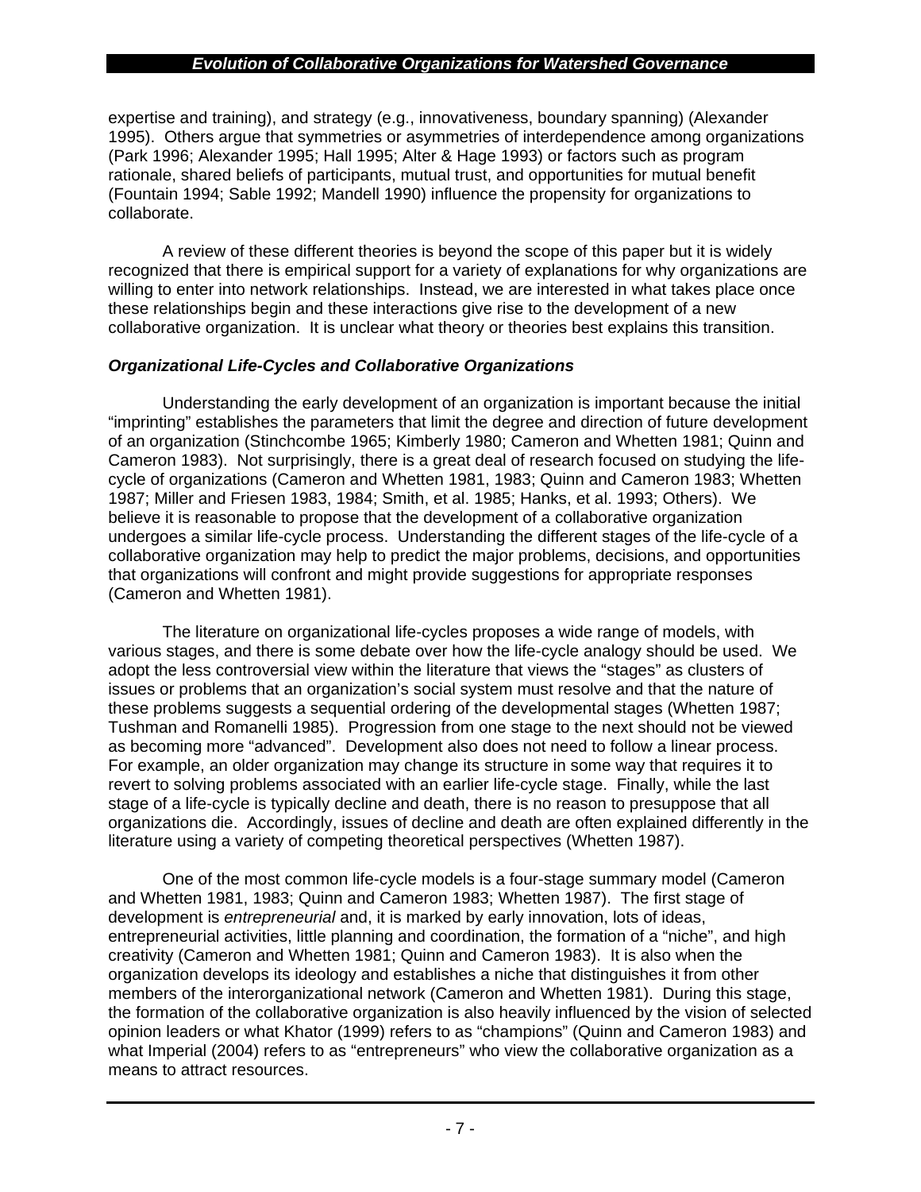expertise and training), and strategy (e.g., innovativeness, boundary spanning) (Alexander 1995). Others argue that symmetries or asymmetries of interdependence among organizations (Park 1996; Alexander 1995; Hall 1995; Alter & Hage 1993) or factors such as program rationale, shared beliefs of participants, mutual trust, and opportunities for mutual benefit (Fountain 1994; Sable 1992; Mandell 1990) influence the propensity for organizations to collaborate.

A review of these different theories is beyond the scope of this paper but it is widely recognized that there is empirical support for a variety of explanations for why organizations are willing to enter into network relationships. Instead, we are interested in what takes place once these relationships begin and these interactions give rise to the development of a new collaborative organization. It is unclear what theory or theories best explains this transition.

### *Organizational Life-Cycles and Collaborative Organizations*

Understanding the early development of an organization is important because the initial "imprinting" establishes the parameters that limit the degree and direction of future development of an organization (Stinchcombe 1965; Kimberly 1980; Cameron and Whetten 1981; Quinn and Cameron 1983). Not surprisingly, there is a great deal of research focused on studying the life-cycle of organizations (Cameron and Whetten 1981, 1983; Quinn and Cameron 1983; Whetten 1987; Miller and Friesen 1983, 1984; Smith, et al. 1985; Hanks, et al. 1993; Others). We believe it is reasonable to propose that the development of a collaborative organization undergoes a similar life-cycle process. Understanding the different stages of the life-cycle of a collaborative organization may help to predict the major problems, decisions, and opportunities that organizations will confront and might provide suggestions for appropriate responses (Cameron and Whetten 1981).

The literature on organizational life-cycles proposes a wide range of models, with various stages, and there is some debate over how the life-cycle analogy should be used. We adopt the less controversial view within the literature that views the "stages" as clusters of issues or problems that an organization's social system must resolve and that the nature of these problems suggests a sequential ordering of the developmental stages (Whetten 1987; Tushman and Romanelli 1985). Progression from one stage to the next should not be viewed as becoming more "advanced". Development also does not need to follow a linear process. For example, an older organization may change its structure in some way that requires it to revert to solving problems associated with an earlier life-cycle stage. Finally, while the last stage of a life-cycle is typically decline and death, there is no reason to presuppose that all organizations die. Accordingly, issues of decline and death are often explained differently in the literature using a variety of competing theoretical perspectives (Whetten 1987).

One of the most common life-cycle models is a four-stage summary model (Cameron and Whetten 1981, 1983; Quinn and Cameron 1983; Whetten 1987). The first stage of development is *entrepreneurial* and, it is marked by early innovation, lots of ideas, entrepreneurial activities, little planning and coordination, the formation of a "niche", and high creativity (Cameron and Whetten 1981; Quinn and Cameron 1983). It is also when the organization develops its ideology and establishes a niche that distinguishes it from other members of the interorganizational network (Cameron and Whetten 1981). During this stage, the formation of the collaborative organization is also heavily influenced by the vision of selected opinion leaders or what Khator (1999) refers to as "champions" (Quinn and Cameron 1983) and what Imperial (2004) refers to as "entrepreneurs" who view the collaborative organization as a means to attract resources.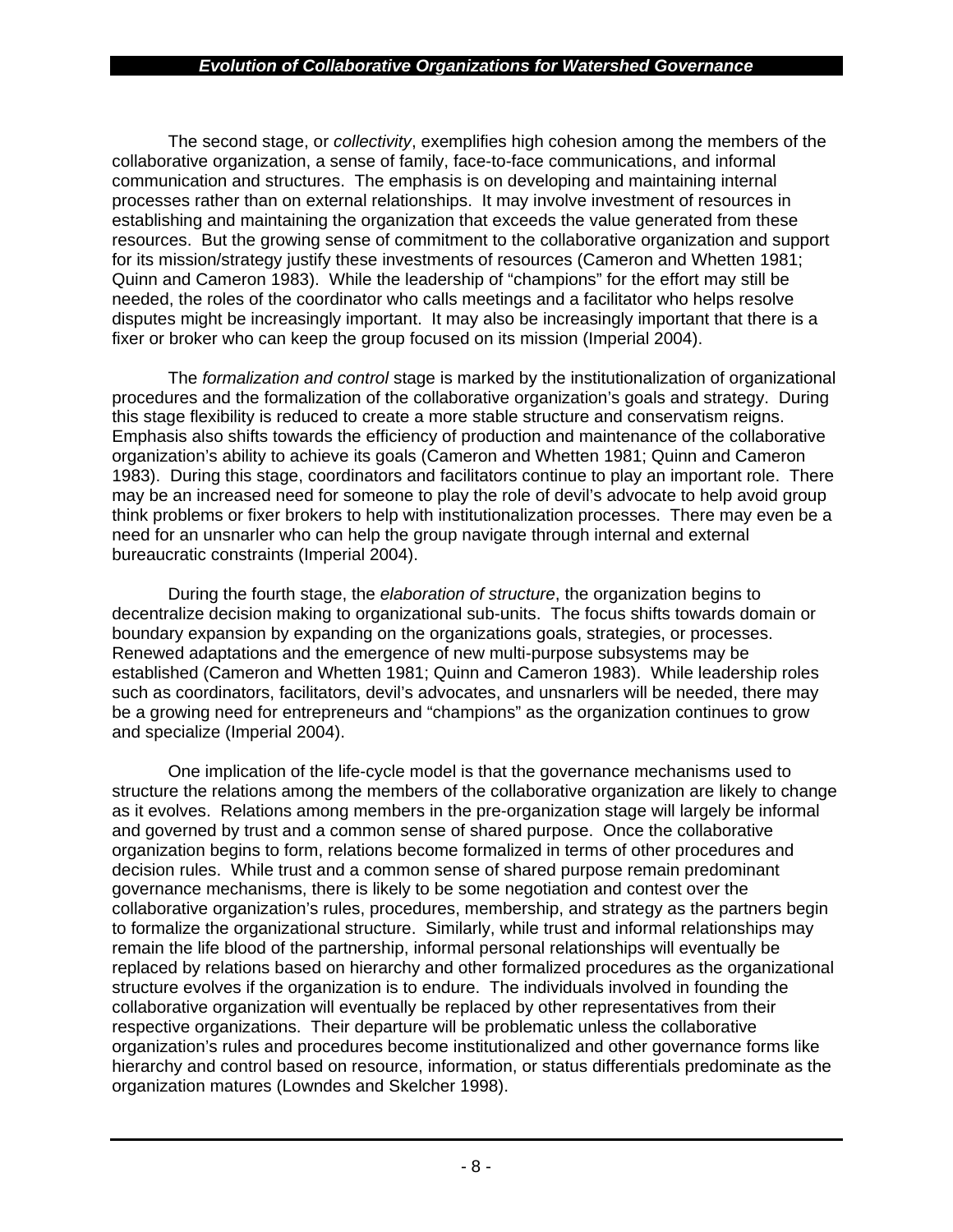The second stage, or *collectivity*, exemplifies high cohesion among the members of the collaborative organization, a sense of family, face-to-face communications, and informal communication and structures. The emphasis is on developing and maintaining internal processes rather than on external relationships. It may involve investment of resources in establishing and maintaining the organization that exceeds the value generated from these resources. But the growing sense of commitment to the collaborative organization and support for its mission/strategy justify these investments of resources (Cameron and Whetten 1981; Quinn and Cameron 1983). While the leadership of "champions" for the effort may still be needed, the roles of the coordinator who calls meetings and a facilitator who helps resolve disputes might be increasingly important. It may also be increasingly important that there is a fixer or broker who can keep the group focused on its mission (Imperial 2004).

The *formalization and control* stage is marked by the institutionalization of organizational procedures and the formalization of the collaborative organization's goals and strategy. During this stage flexibility is reduced to create a more stable structure and conservatism reigns. Emphasis also shifts towards the efficiency of production and maintenance of the collaborative organization's ability to achieve its goals (Cameron and Whetten 1981; Quinn and Cameron 1983). During this stage, coordinators and facilitators continue to play an important role. There may be an increased need for someone to play the role of devil's advocate to help avoid group think problems or fixer brokers to help with institutionalization processes. There may even be a need for an unsnarler who can help the group navigate through internal and external bureaucratic constraints (Imperial 2004).

During the fourth stage, the *elaboration of structure*, the organization begins to decentralize decision making to organizational sub-units. The focus shifts towards domain or boundary expansion by expanding on the organizations goals, strategies, or processes. Renewed adaptations and the emergence of new multi-purpose subsystems may be established (Cameron and Whetten 1981; Quinn and Cameron 1983). While leadership roles such as coordinators, facilitators, devil's advocates, and unsnarlers will be needed, there may be a growing need for entrepreneurs and "champions" as the organization continues to grow and specialize (Imperial 2004).

One implication of the life-cycle model is that the governance mechanisms used to structure the relations among the members of the collaborative organization are likely to change as it evolves. Relations among members in the pre-organization stage will largely be informal and governed by trust and a common sense of shared purpose. Once the collaborative organization begins to form, relations become formalized in terms of other procedures and decision rules. While trust and a common sense of shared purpose remain predominant governance mechanisms, there is likely to be some negotiation and contest over the collaborative organization's rules, procedures, membership, and strategy as the partners begin to formalize the organizational structure. Similarly, while trust and informal relationships may remain the life blood of the partnership, informal personal relationships will eventually be replaced by relations based on hierarchy and other formalized procedures as the organizational structure evolves if the organization is to endure. The individuals involved in founding the collaborative organization will eventually be replaced by other representatives from their respective organizations. Their departure will be problematic unless the collaborative organization's rules and procedures become institutionalized and other governance forms like hierarchy and control based on resource, information, or status differentials predominate as the organization matures (Lowndes and Skelcher 1998).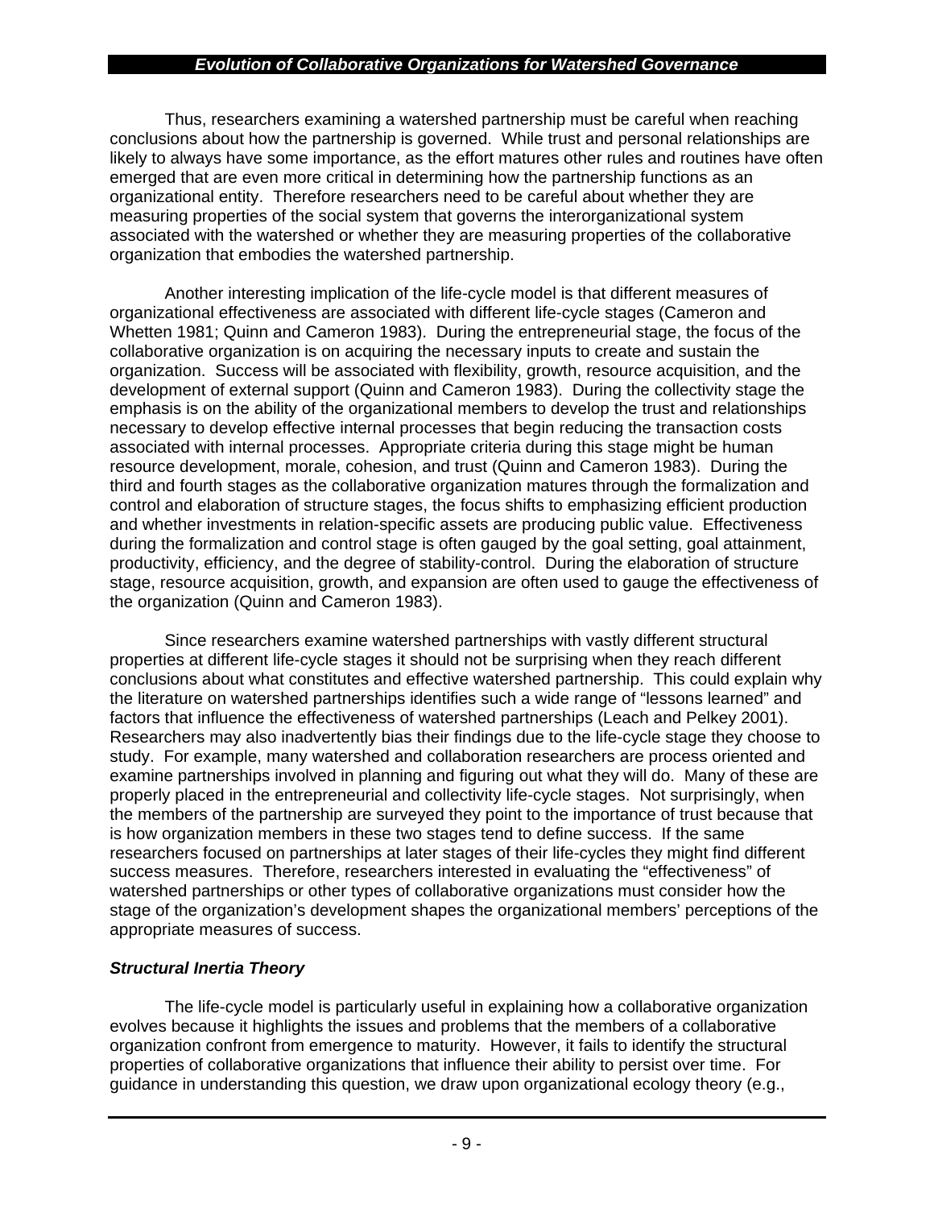Thus, researchers examining a watershed partnership must be careful when reaching conclusions about how the partnership is governed. While trust and personal relationships are likely to always have some importance, as the effort matures other rules and routines have often emerged that are even more critical in determining how the partnership functions as an organizational entity. Therefore researchers need to be careful about whether they are measuring properties of the social system that governs the interorganizational system associated with the watershed or whether they are measuring properties of the collaborative organization that embodies the watershed partnership.

Another interesting implication of the life-cycle model is that different measures of organizational effectiveness are associated with different life-cycle stages (Cameron and Whetten 1981; Quinn and Cameron 1983). During the entrepreneurial stage, the focus of the collaborative organization is on acquiring the necessary inputs to create and sustain the organization. Success will be associated with flexibility, growth, resource acquisition, and the development of external support (Quinn and Cameron 1983). During the collectivity stage the emphasis is on the ability of the organizational members to develop the trust and relationships necessary to develop effective internal processes that begin reducing the transaction costs associated with internal processes. Appropriate criteria during this stage might be human resource development, morale, cohesion, and trust (Quinn and Cameron 1983). During the third and fourth stages as the collaborative organization matures through the formalization and control and elaboration of structure stages, the focus shifts to emphasizing efficient production and whether investments in relation-specific assets are producing public value. Effectiveness during the formalization and control stage is often gauged by the goal setting, goal attainment, productivity, efficiency, and the degree of stability-control. During the elaboration of structure stage, resource acquisition, growth, and expansion are often used to gauge the effectiveness of the organization (Quinn and Cameron 1983).

Since researchers examine watershed partnerships with vastly different structural properties at different life-cycle stages it should not be surprising when they reach different conclusions about what constitutes and effective watershed partnership. This could explain why the literature on watershed partnerships identifies such a wide range of "lessons learned" and factors that influence the effectiveness of watershed partnerships (Leach and Pelkey 2001). Researchers may also inadvertently bias their findings due to the life-cycle stage they choose to study. For example, many watershed and collaboration researchers are process oriented and examine partnerships involved in planning and figuring out what they will do. Many of these are properly placed in the entrepreneurial and collectivity life-cycle stages. Not surprisingly, when the members of the partnership are surveyed they point to the importance of trust because that is how organization members in these two stages tend to define success. If the same researchers focused on partnerships at later stages of their life-cycles they might find different success measures. Therefore, researchers interested in evaluating the "effectiveness" of watershed partnerships or other types of collaborative organizations must consider how the stage of the organization's development shapes the organizational members' perceptions of the appropriate measures of success.

### *Structural Inertia Theory*

The life-cycle model is particularly useful in explaining how a collaborative organization evolves because it highlights the issues and problems that the members of a collaborative organization confront from emergence to maturity. However, it fails to identify the structural properties of collaborative organizations that influence their ability to persist over time. For guidance in understanding this question, we draw upon organizational ecology theory (e.g.,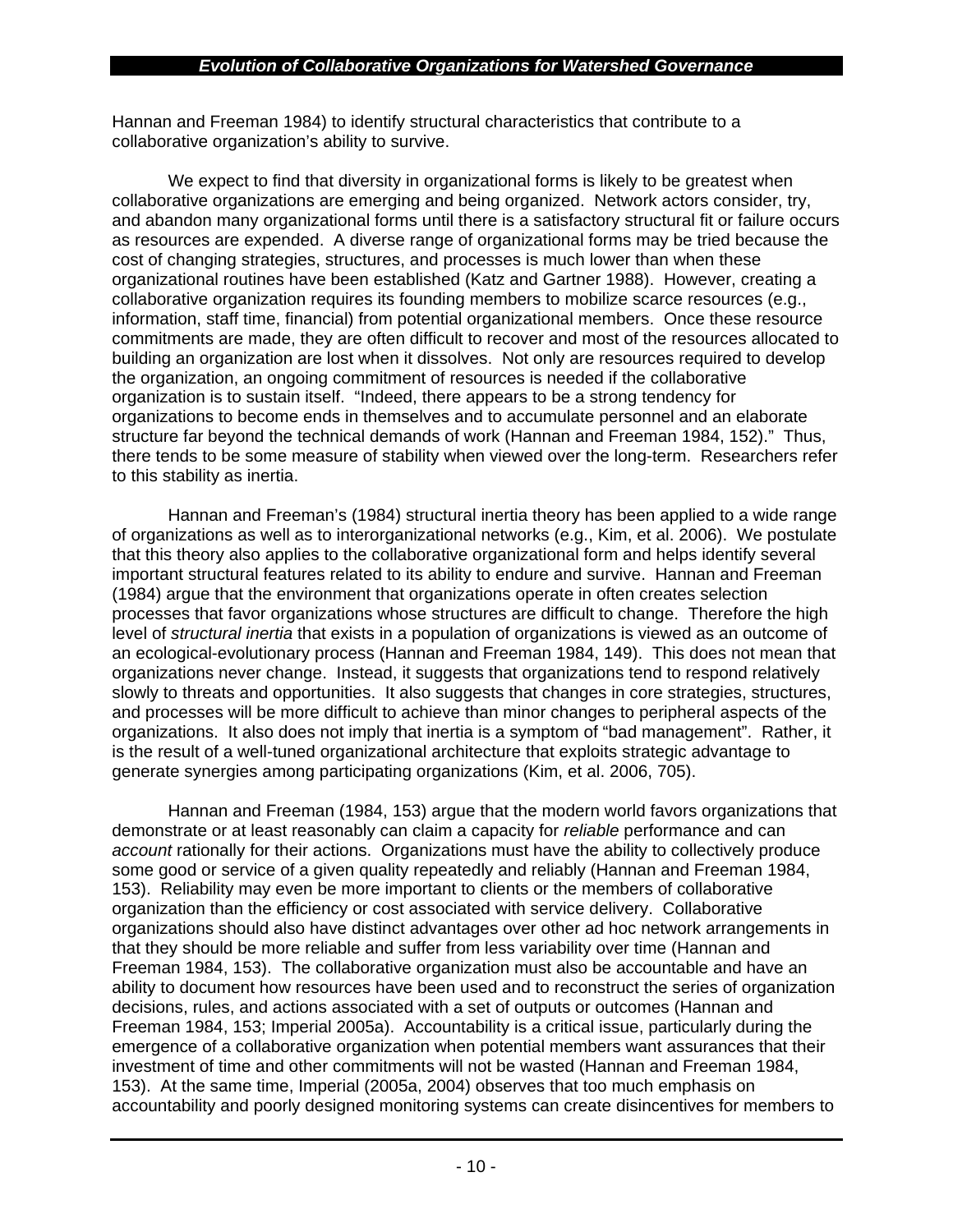Hannan and Freeman 1984) to identify structural characteristics that contribute to a collaborative organization's ability to survive.

We expect to find that diversity in organizational forms is likely to be greatest when collaborative organizations are emerging and being organized. Network actors consider, try, and abandon many organizational forms until there is a satisfactory structural fit or failure occurs as resources are expended. A diverse range of organizational forms may be tried because the cost of changing strategies, structures, and processes is much lower than when these organizational routines have been established (Katz and Gartner 1988). However, creating a collaborative organization requires its founding members to mobilize scarce resources (e.g., information, staff time, financial) from potential organizational members. Once these resource commitments are made, they are often difficult to recover and most of the resources allocated to building an organization are lost when it dissolves. Not only are resources required to develop the organization, an ongoing commitment of resources is needed if the collaborative organization is to sustain itself. "Indeed, there appears to be a strong tendency for organizations to become ends in themselves and to accumulate personnel and an elaborate structure far beyond the technical demands of work (Hannan and Freeman 1984, 152)." Thus, there tends to be some measure of stability when viewed over the long-term. Researchers refer to this stability as inertia.

Hannan and Freeman's (1984) structural inertia theory has been applied to a wide range of organizations as well as to interorganizational networks (e.g., Kim, et al. 2006). We postulate that this theory also applies to the collaborative organizational form and helps identify several important structural features related to its ability to endure and survive. Hannan and Freeman (1984) argue that the environment that organizations operate in often creates selection processes that favor organizations whose structures are difficult to change. Therefore the high level of *structural inertia* that exists in a population of organizations is viewed as an outcome of an ecological-evolutionary process (Hannan and Freeman 1984, 149). This does not mean that organizations never change. Instead, it suggests that organizations tend to respond relatively slowly to threats and opportunities. It also suggests that changes in core strategies, structures, and processes will be more difficult to achieve than minor changes to peripheral aspects of the organizations. It also does not imply that inertia is a symptom of "bad management". Rather, it is the result of a well-tuned organizational architecture that exploits strategic advantage to generate synergies among participating organizations (Kim, et al. 2006, 705).

Hannan and Freeman (1984, 153) argue that the modern world favors organizations that demonstrate or at least reasonably can claim a capacity for *reliable* performance and can *account* rationally for their actions. Organizations must have the ability to collectively produce some good or service of a given quality repeatedly and reliably (Hannan and Freeman 1984, 153). Reliability may even be more important to clients or the members of collaborative organization than the efficiency or cost associated with service delivery. Collaborative organizations should also have distinct advantages over other ad hoc network arrangements in that they should be more reliable and suffer from less variability over time (Hannan and Freeman 1984, 153). The collaborative organization must also be accountable and have an ability to document how resources have been used and to reconstruct the series of organization decisions, rules, and actions associated with a set of outputs or outcomes (Hannan and Freeman 1984, 153; Imperial 2005a). Accountability is a critical issue, particularly during the emergence of a collaborative organization when potential members want assurances that their investment of time and other commitments will not be wasted (Hannan and Freeman 1984, 153). At the same time, Imperial (2005a, 2004) observes that too much emphasis on accountability and poorly designed monitoring systems can create disincentives for members to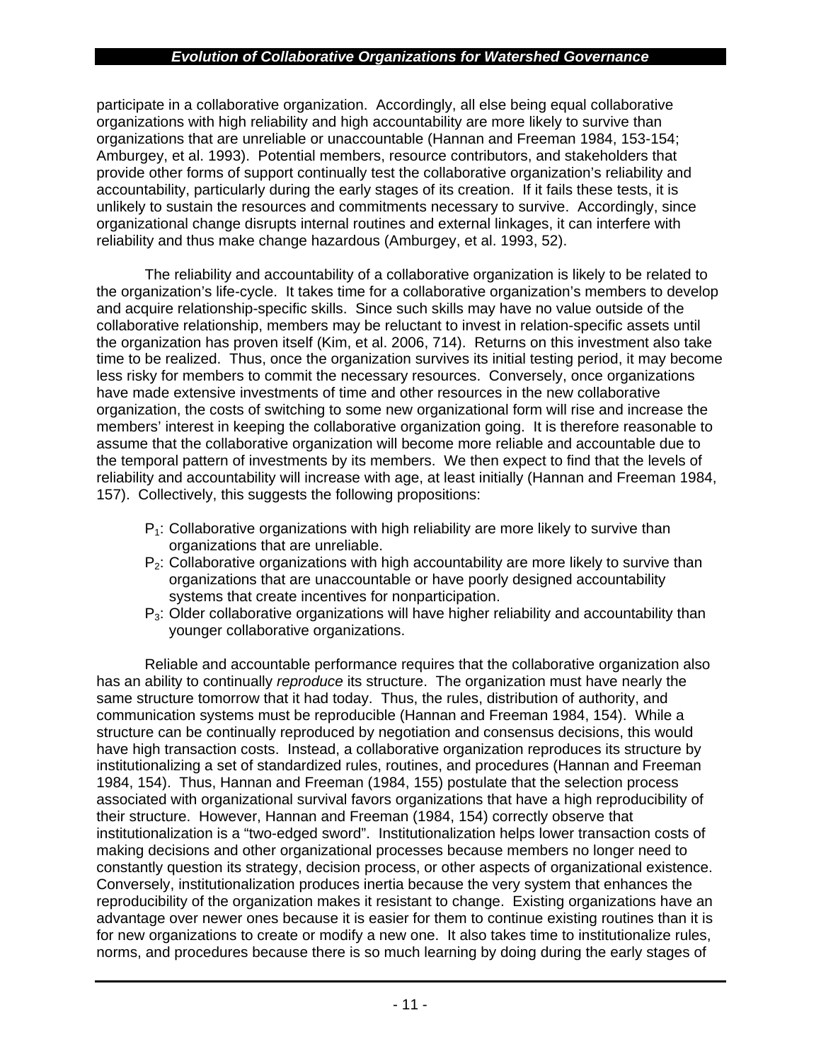participate in a collaborative organization. Accordingly, all else being equal collaborative organizations with high reliability and high accountability are more likely to survive than organizations that are unreliable or unaccountable (Hannan and Freeman 1984, 153-154; Amburgey, et al. 1993). Potential members, resource contributors, and stakeholders that provide other forms of support continually test the collaborative organization's reliability and accountability, particularly during the early stages of its creation. If it fails these tests, it is unlikely to sustain the resources and commitments necessary to survive. Accordingly, since organizational change disrupts internal routines and external linkages, it can interfere with reliability and thus make change hazardous (Amburgey, et al. 1993, 52).

The reliability and accountability of a collaborative organization is likely to be related to the organization's life-cycle. It takes time for a collaborative organization's members to develop and acquire relationship-specific skills. Since such skills may have no value outside of the collaborative relationship, members may be reluctant to invest in relation-specific assets until the organization has proven itself (Kim, et al. 2006, 714). Returns on this investment also take time to be realized. Thus, once the organization survives its initial testing period, it may become less risky for members to commit the necessary resources. Conversely, once organizations have made extensive investments of time and other resources in the new collaborative organization, the costs of switching to some new organizational form will rise and increase the members' interest in keeping the collaborative organization going. It is therefore reasonable to assume that the collaborative organization will become more reliable and accountable due to the temporal pattern of investments by its members. We then expect to find that the levels of reliability and accountability will increase with age, at least initially (Hannan and Freeman 1984, 157). Collectively, this suggests the following propositions:

- $P_1$: Collaborative organizations with high reliability are more likely to survive than organizations that are unreliable.
- $P_2$: Collaborative organizations with high accountability are more likely to survive than organizations that are unaccountable or have poorly designed accountability systems that create incentives for nonparticipation.
- $P_3$: Older collaborative organizations will have higher reliability and accountability than younger collaborative organizations.

Reliable and accountable performance requires that the collaborative organization also has an ability to continually *reproduce* its structure. The organization must have nearly the same structure tomorrow that it had today. Thus, the rules, distribution of authority, and communication systems must be reproducible (Hannan and Freeman 1984, 154). While a structure can be continually reproduced by negotiation and consensus decisions, this would have high transaction costs. Instead, a collaborative organization reproduces its structure by institutionalizing a set of standardized rules, routines, and procedures (Hannan and Freeman 1984, 154). Thus, Hannan and Freeman (1984, 155) postulate that the selection process associated with organizational survival favors organizations that have a high reproducibility of their structure. However, Hannan and Freeman (1984, 154) correctly observe that institutionalization is a "two-edged sword". Institutionalization helps lower transaction costs of making decisions and other organizational processes because members no longer need to constantly question its strategy, decision process, or other aspects of organizational existence. Conversely, institutionalization produces inertia because the very system that enhances the reproducibility of the organization makes it resistant to change. Existing organizations have an advantage over newer ones because it is easier for them to continue existing routines than it is for new organizations to create or modify a new one. It also takes time to institutionalize rules, norms, and procedures because there is so much learning by doing during the early stages of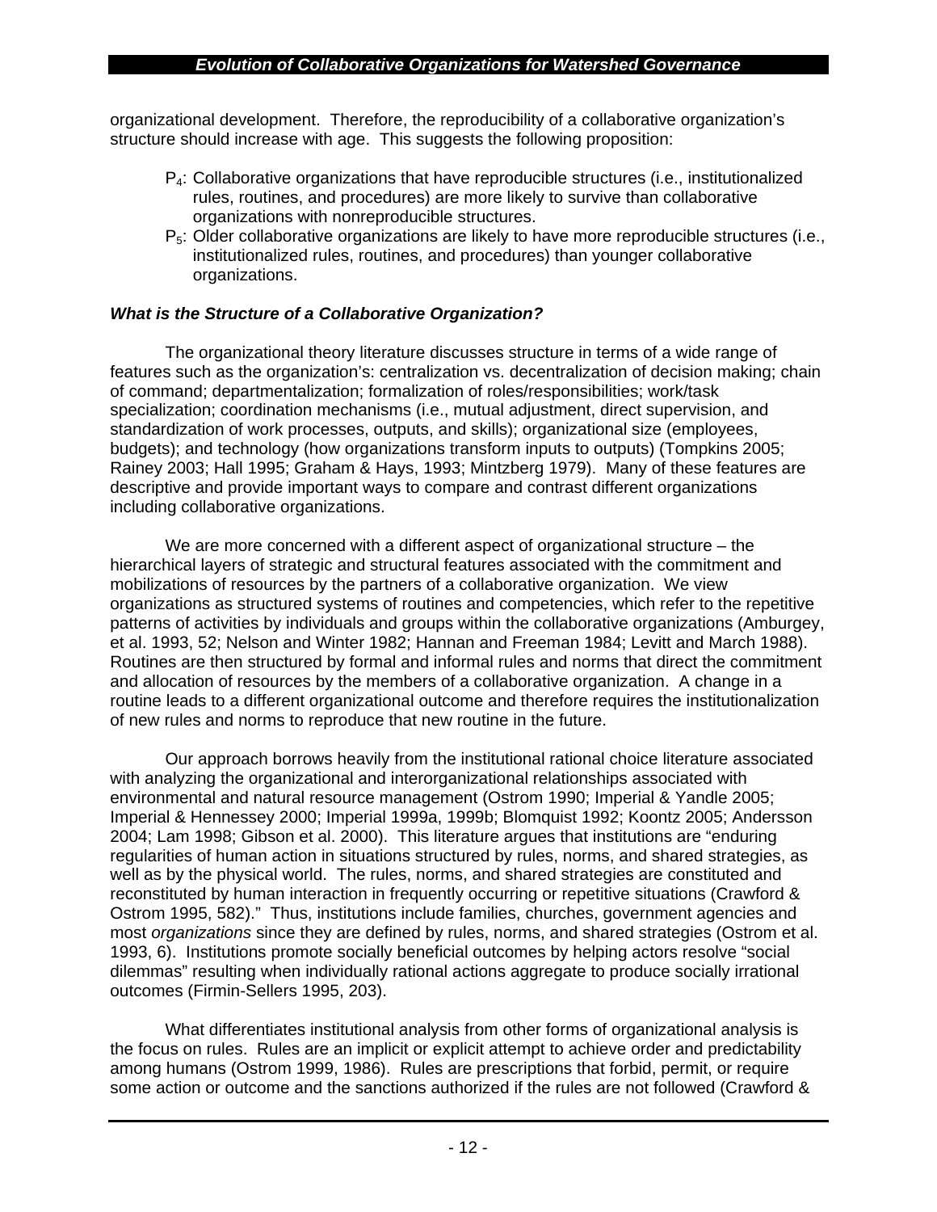organizational development. Therefore, the reproducibility of a collaborative organization's structure should increase with age. This suggests the following proposition:

- $P_4$: Collaborative organizations that have reproducible structures (i.e., institutionalized rules, routines, and procedures) are more likely to survive than collaborative organizations with nonreproducible structures.
- $P_5$: Older collaborative organizations are likely to have more reproducible structures (i.e., institutionalized rules, routines, and procedures) than younger collaborative organizations.

### *What is the Structure of a Collaborative Organization?*

The organizational theory literature discusses structure in terms of a wide range of features such as the organization's: centralization vs. decentralization of decision making; chain of command; departmentalization; formalization of roles/responsibilities; work/task specialization; coordination mechanisms (i.e., mutual adjustment, direct supervision, and standardization of work processes, outputs, and skills); organizational size (employees, budgets); and technology (how organizations transform inputs to outputs) (Tompkins 2005; Rainey 2003; Hall 1995; Graham & Hays, 1993; Mintzberg 1979). Many of these features are descriptive and provide important ways to compare and contrast different organizations including collaborative organizations.

We are more concerned with a different aspect of organizational structure – the hierarchical layers of strategic and structural features associated with the commitment and mobilizations of resources by the partners of a collaborative organization. We view organizations as structured systems of routines and competencies, which refer to the repetitive patterns of activities by individuals and groups within the collaborative organizations (Amburgey, et al. 1993, 52; Nelson and Winter 1982; Hannan and Freeman 1984; Levitt and March 1988). Routines are then structured by formal and informal rules and norms that direct the commitment and allocation of resources by the members of a collaborative organization. A change in a routine leads to a different organizational outcome and therefore requires the institutionalization of new rules and norms to reproduce that new routine in the future.

Our approach borrows heavily from the institutional rational choice literature associated with analyzing the organizational and interorganizational relationships associated with environmental and natural resource management (Ostrom 1990; Imperial & Yandle 2005; Imperial & Hennessey 2000; Imperial 1999a, 1999b; Blomquist 1992; Koontz 2005; Andersson 2004; Lam 1998; Gibson et al. 2000). This literature argues that institutions are "enduring regularities of human action in situations structured by rules, norms, and shared strategies, as well as by the physical world. The rules, norms, and shared strategies are constituted and reconstituted by human interaction in frequently occurring or repetitive situations (Crawford & Ostrom 1995, 582)." Thus, institutions include families, churches, government agencies and most *organizations* since they are defined by rules, norms, and shared strategies (Ostrom et al. 1993, 6). Institutions promote socially beneficial outcomes by helping actors resolve "social dilemmas" resulting when individually rational actions aggregate to produce socially irrational outcomes (Firmin-Sellers 1995, 203).

What differentiates institutional analysis from other forms of organizational analysis is the focus on rules. Rules are an implicit or explicit attempt to achieve order and predictability among humans (Ostrom 1999, 1986). Rules are prescriptions that forbid, permit, or require some action or outcome and the sanctions authorized if the rules are not followed (Crawford &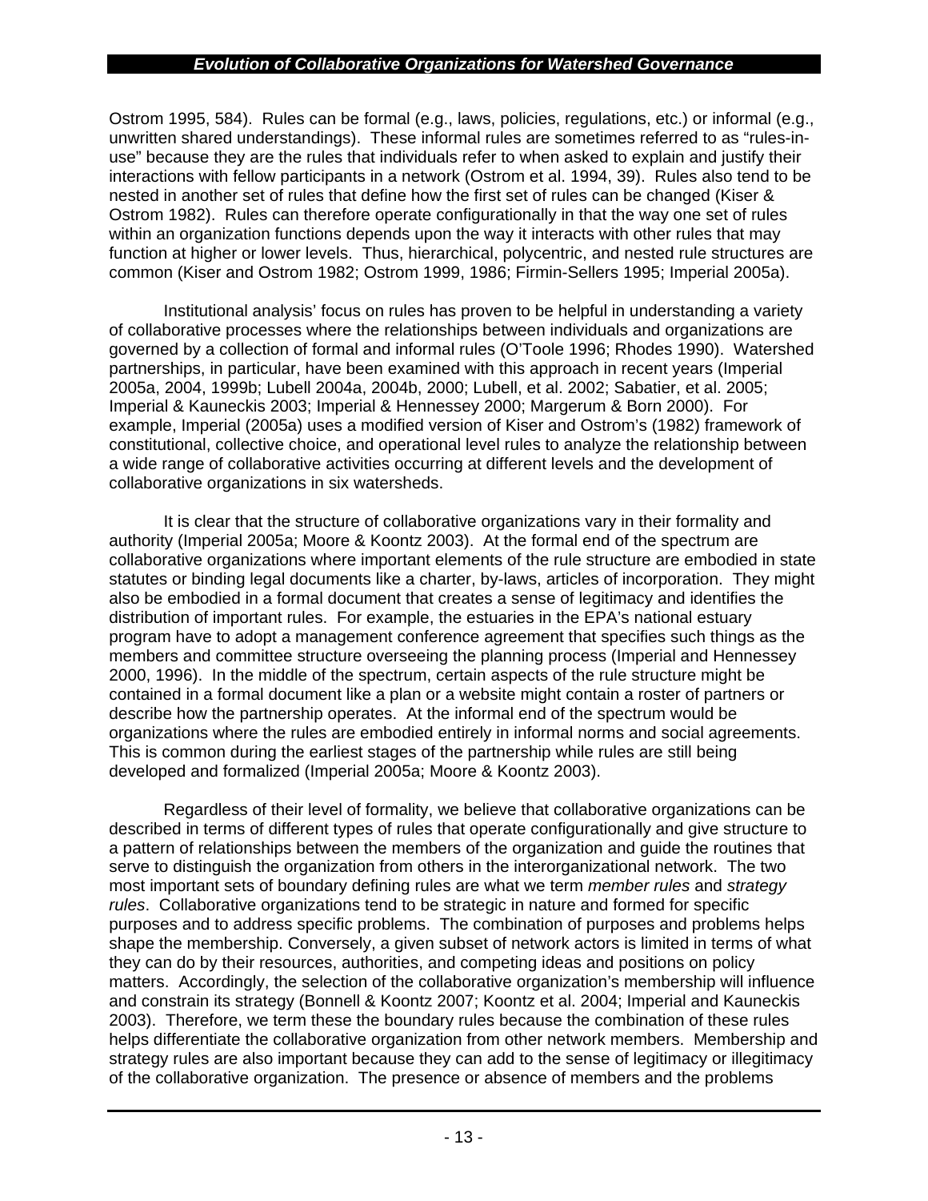Ostrom 1995, 584). Rules can be formal (e.g., laws, policies, regulations, etc.) or informal (e.g., unwritten shared understandings). These informal rules are sometimes referred to as "rules-in-use" because they are the rules that individuals refer to when asked to explain and justify their interactions with fellow participants in a network (Ostrom et al. 1994, 39). Rules also tend to be nested in another set of rules that define how the first set of rules can be changed (Kiser & Ostrom 1982). Rules can therefore operate configurationally in that the way one set of rules within an organization functions depends upon the way it interacts with other rules that may function at higher or lower levels. Thus, hierarchical, polycentric, and nested rule structures are common (Kiser and Ostrom 1982; Ostrom 1999, 1986; Firmin-Sellers 1995; Imperial 2005a).

Institutional analysis' focus on rules has proven to be helpful in understanding a variety of collaborative processes where the relationships between individuals and organizations are governed by a collection of formal and informal rules (O'Toole 1996; Rhodes 1990). Watershed partnerships, in particular, have been examined with this approach in recent years (Imperial 2005a, 2004, 1999b; Lubell 2004a, 2004b, 2000; Lubell, et al. 2002; Sabatier, et al. 2005; Imperial & Kauneckis 2003; Imperial & Hennessey 2000; Margerum & Born 2000). For example, Imperial (2005a) uses a modified version of Kiser and Ostrom's (1982) framework of constitutional, collective choice, and operational level rules to analyze the relationship between a wide range of collaborative activities occurring at different levels and the development of collaborative organizations in six watersheds.

It is clear that the structure of collaborative organizations vary in their formality and authority (Imperial 2005a; Moore & Koontz 2003). At the formal end of the spectrum are collaborative organizations where important elements of the rule structure are embodied in state statutes or binding legal documents like a charter, by-laws, articles of incorporation. They might also be embodied in a formal document that creates a sense of legitimacy and identifies the distribution of important rules. For example, the estuaries in the EPA's national estuary program have to adopt a management conference agreement that specifies such things as the members and committee structure overseeing the planning process (Imperial and Hennessey 2000, 1996). In the middle of the spectrum, certain aspects of the rule structure might be contained in a formal document like a plan or a website might contain a roster of partners or describe how the partnership operates. At the informal end of the spectrum would be organizations where the rules are embodied entirely in informal norms and social agreements. This is common during the earliest stages of the partnership while rules are still being developed and formalized (Imperial 2005a; Moore & Koontz 2003).

Regardless of their level of formality, we believe that collaborative organizations can be described in terms of different types of rules that operate configurationally and give structure to a pattern of relationships between the members of the organization and guide the routines that serve to distinguish the organization from others in the interorganizational network. The two most important sets of boundary defining rules are what we term *member rules* and *strategy rules*. Collaborative organizations tend to be strategic in nature and formed for specific purposes and to address specific problems. The combination of purposes and problems helps shape the membership. Conversely, a given subset of network actors is limited in terms of what they can do by their resources, authorities, and competing ideas and positions on policy matters. Accordingly, the selection of the collaborative organization's membership will influence and constrain its strategy (Bonnell & Koontz 2007; Koontz et al. 2004; Imperial and Kauneckis 2003). Therefore, we term these the boundary rules because the combination of these rules helps differentiate the collaborative organization from other network members. Membership and strategy rules are also important because they can add to the sense of legitimacy or illegitimacy of the collaborative organization. The presence or absence of members and the problems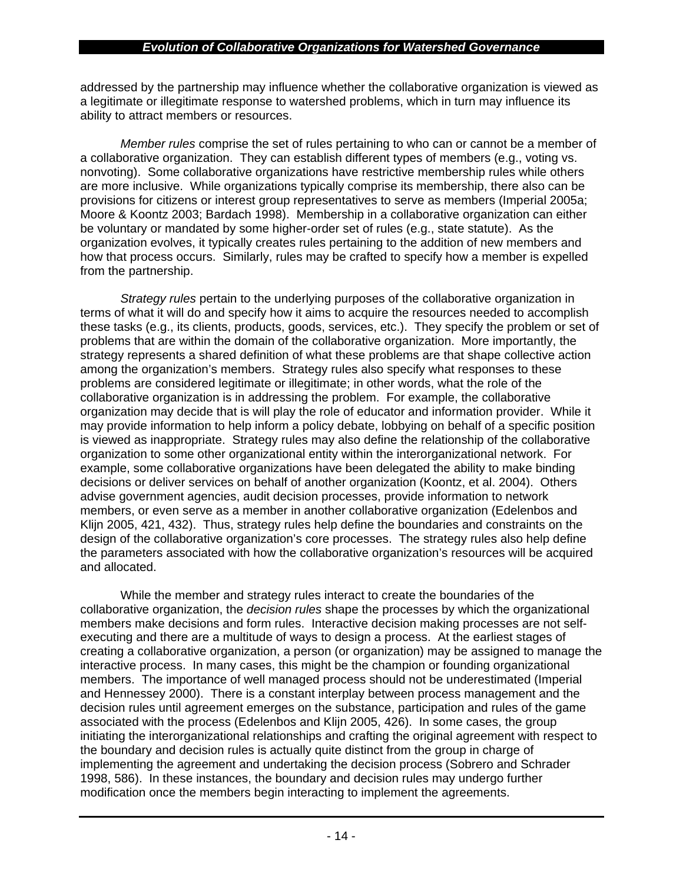addressed by the partnership may influence whether the collaborative organization is viewed as a legitimate or illegitimate response to watershed problems, which in turn may influence its ability to attract members or resources.

*Member rules* comprise the set of rules pertaining to who can or cannot be a member of a collaborative organization. They can establish different types of members (e.g., voting vs. nonvoting). Some collaborative organizations have restrictive membership rules while others are more inclusive. While organizations typically comprise its membership, there also can be provisions for citizens or interest group representatives to serve as members (Imperial 2005a; Moore & Koontz 2003; Bardach 1998). Membership in a collaborative organization can either be voluntary or mandated by some higher-order set of rules (e.g., state statute). As the organization evolves, it typically creates rules pertaining to the addition of new members and how that process occurs. Similarly, rules may be crafted to specify how a member is expelled from the partnership.

*Strategy rules* pertain to the underlying purposes of the collaborative organization in terms of what it will do and specify how it aims to acquire the resources needed to accomplish these tasks (e.g., its clients, products, goods, services, etc.). They specify the problem or set of problems that are within the domain of the collaborative organization. More importantly, the strategy represents a shared definition of what these problems are that shape collective action among the organization's members. Strategy rules also specify what responses to these problems are considered legitimate or illegitimate; in other words, what the role of the collaborative organization is in addressing the problem. For example, the collaborative organization may decide that is will play the role of educator and information provider. While it may provide information to help inform a policy debate, lobbying on behalf of a specific position is viewed as inappropriate. Strategy rules may also define the relationship of the collaborative organization to some other organizational entity within the interorganizational network. For example, some collaborative organizations have been delegated the ability to make binding decisions or deliver services on behalf of another organization (Koontz, et al. 2004). Others advise government agencies, audit decision processes, provide information to network members, or even serve as a member in another collaborative organization (Edelenbos and Klijn 2005, 421, 432). Thus, strategy rules help define the boundaries and constraints on the design of the collaborative organization's core processes. The strategy rules also help define the parameters associated with how the collaborative organization's resources will be acquired and allocated.

While the member and strategy rules interact to create the boundaries of the collaborative organization, the *decision rules* shape the processes by which the organizational members make decisions and form rules. Interactive decision making processes are not self-executing and there are a multitude of ways to design a process. At the earliest stages of creating a collaborative organization, a person (or organization) may be assigned to manage the interactive process. In many cases, this might be the champion or founding organizational members. The importance of well managed process should not be underestimated (Imperial and Hennessey 2000). There is a constant interplay between process management and the decision rules until agreement emerges on the substance, participation and rules of the game associated with the process (Edelenbos and Klijn 2005, 426). In some cases, the group initiating the interorganizational relationships and crafting the original agreement with respect to the boundary and decision rules is actually quite distinct from the group in charge of implementing the agreement and undertaking the decision process (Sobrero and Schrader 1998, 586). In these instances, the boundary and decision rules may undergo further modification once the members begin interacting to implement the agreements.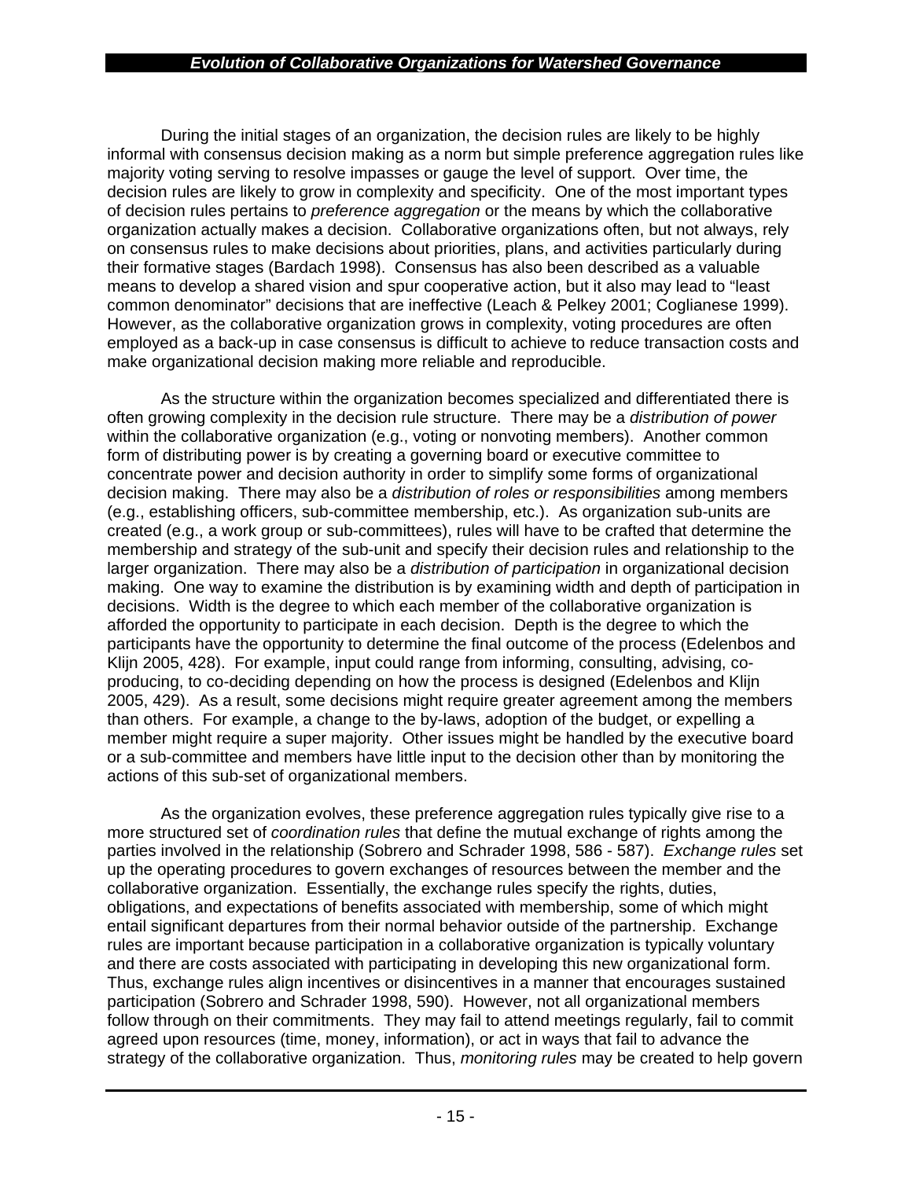During the initial stages of an organization, the decision rules are likely to be highly informal with consensus decision making as a norm but simple preference aggregation rules like majority voting serving to resolve impasses or gauge the level of support. Over time, the decision rules are likely to grow in complexity and specificity. One of the most important types of decision rules pertains to *preference aggregation* or the means by which the collaborative organization actually makes a decision. Collaborative organizations often, but not always, rely on consensus rules to make decisions about priorities, plans, and activities particularly during their formative stages (Bardach 1998). Consensus has also been described as a valuable means to develop a shared vision and spur cooperative action, but it also may lead to "least common denominator" decisions that are ineffective (Leach & Pelkey 2001; Coglianese 1999). However, as the collaborative organization grows in complexity, voting procedures are often employed as a back-up in case consensus is difficult to achieve to reduce transaction costs and make organizational decision making more reliable and reproducible.

As the structure within the organization becomes specialized and differentiated there is often growing complexity in the decision rule structure. There may be a *distribution of power* within the collaborative organization (e.g., voting or nonvoting members). Another common form of distributing power is by creating a governing board or executive committee to concentrate power and decision authority in order to simplify some forms of organizational decision making. There may also be a *distribution of roles or responsibilities* among members (e.g., establishing officers, sub-committee membership, etc.). As organization sub-units are created (e.g., a work group or sub-committees), rules will have to be crafted that determine the membership and strategy of the sub-unit and specify their decision rules and relationship to the larger organization. There may also be a *distribution of participation* in organizational decision making. One way to examine the distribution is by examining width and depth of participation in decisions. Width is the degree to which each member of the collaborative organization is afforded the opportunity to participate in each decision. Depth is the degree to which the participants have the opportunity to determine the final outcome of the process (Edelenbos and Klijn 2005, 428). For example, input could range from informing, consulting, advising, co-producing, to co-deciding depending on how the process is designed (Edelenbos and Klijn 2005, 429). As a result, some decisions might require greater agreement among the members than others. For example, a change to the by-laws, adoption of the budget, or expelling a member might require a super majority. Other issues might be handled by the executive board or a sub-committee and members have little input to the decision other than by monitoring the actions of this sub-set of organizational members.

As the organization evolves, these preference aggregation rules typically give rise to a more structured set of *coordination rules* that define the mutual exchange of rights among the parties involved in the relationship (Sobrero and Schrader 1998, 586 - 587). *Exchange rules* set up the operating procedures to govern exchanges of resources between the member and the collaborative organization. Essentially, the exchange rules specify the rights, duties, obligations, and expectations of benefits associated with membership, some of which might entail significant departures from their normal behavior outside of the partnership. Exchange rules are important because participation in a collaborative organization is typically voluntary and there are costs associated with participating in developing this new organizational form. Thus, exchange rules align incentives or disincentives in a manner that encourages sustained participation (Sobrero and Schrader 1998, 590). However, not all organizational members follow through on their commitments. They may fail to attend meetings regularly, fail to commit agreed upon resources (time, money, information), or act in ways that fail to advance the strategy of the collaborative organization. Thus, *monitoring rules* may be created to help govern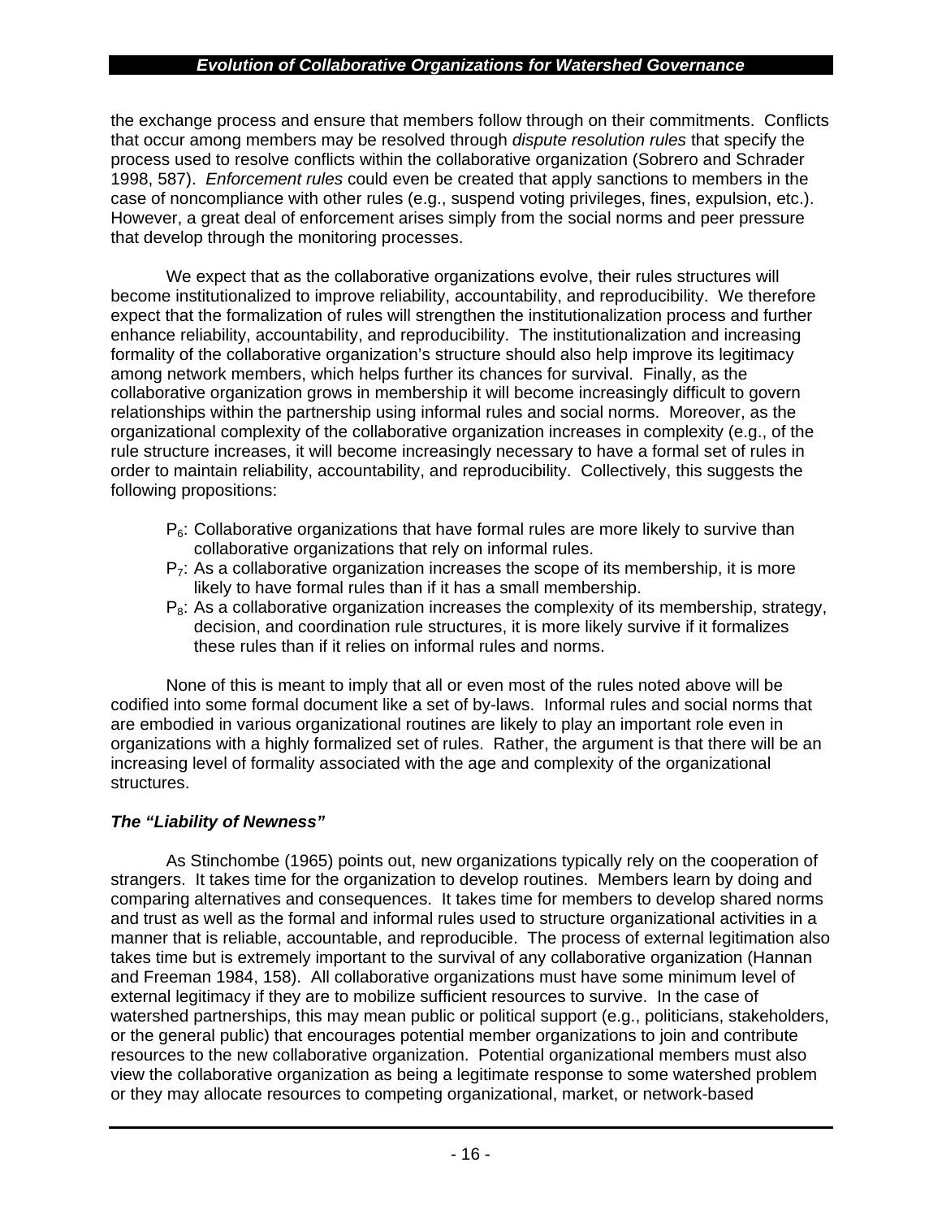the exchange process and ensure that members follow through on their commitments. Conflicts that occur among members may be resolved through *dispute resolution rules* that specify the process used to resolve conflicts within the collaborative organization (Sobrero and Schrader 1998, 587). *Enforcement rules* could even be created that apply sanctions to members in the case of noncompliance with other rules (e.g., suspend voting privileges, fines, expulsion, etc.). However, a great deal of enforcement arises simply from the social norms and peer pressure that develop through the monitoring processes.

We expect that as the collaborative organizations evolve, their rules structures will become institutionalized to improve reliability, accountability, and reproducibility. We therefore expect that the formalization of rules will strengthen the institutionalization process and further enhance reliability, accountability, and reproducibility. The institutionalization and increasing formality of the collaborative organization's structure should also help improve its legitimacy among network members, which helps further its chances for survival. Finally, as the collaborative organization grows in membership it will become increasingly difficult to govern relationships within the partnership using informal rules and social norms. Moreover, as the organizational complexity of the collaborative organization increases in complexity (e.g., of the rule structure increases, it will become increasingly necessary to have a formal set of rules in order to maintain reliability, accountability, and reproducibility. Collectively, this suggests the following propositions:

- $P_6$: Collaborative organizations that have formal rules are more likely to survive than collaborative organizations that rely on informal rules.
- $P_7$: As a collaborative organization increases the scope of its membership, it is more likely to have formal rules than if it has a small membership.
- $P_8$: As a collaborative organization increases the complexity of its membership, strategy, decision, and coordination rule structures, it is more likely survive if it formalizes these rules than if it relies on informal rules and norms.

None of this is meant to imply that all or even most of the rules noted above will be codified into some formal document like a set of by-laws. Informal rules and social norms that are embodied in various organizational routines are likely to play an important role even in organizations with a highly formalized set of rules. Rather, the argument is that there will be an increasing level of formality associated with the age and complexity of the organizational structures.

### *The "Liability of Newness"*

As Stinchombe (1965) points out, new organizations typically rely on the cooperation of strangers. It takes time for the organization to develop routines. Members learn by doing and comparing alternatives and consequences. It takes time for members to develop shared norms and trust as well as the formal and informal rules used to structure organizational activities in a manner that is reliable, accountable, and reproducible. The process of external legitimation also takes time but is extremely important to the survival of any collaborative organization (Hannan and Freeman 1984, 158). All collaborative organizations must have some minimum level of external legitimacy if they are to mobilize sufficient resources to survive. In the case of watershed partnerships, this may mean public or political support (e.g., politicians, stakeholders, or the general public) that encourages potential member organizations to join and contribute resources to the new collaborative organization. Potential organizational members must also view the collaborative organization as being a legitimate response to some watershed problem or they may allocate resources to competing organizational, market, or network-based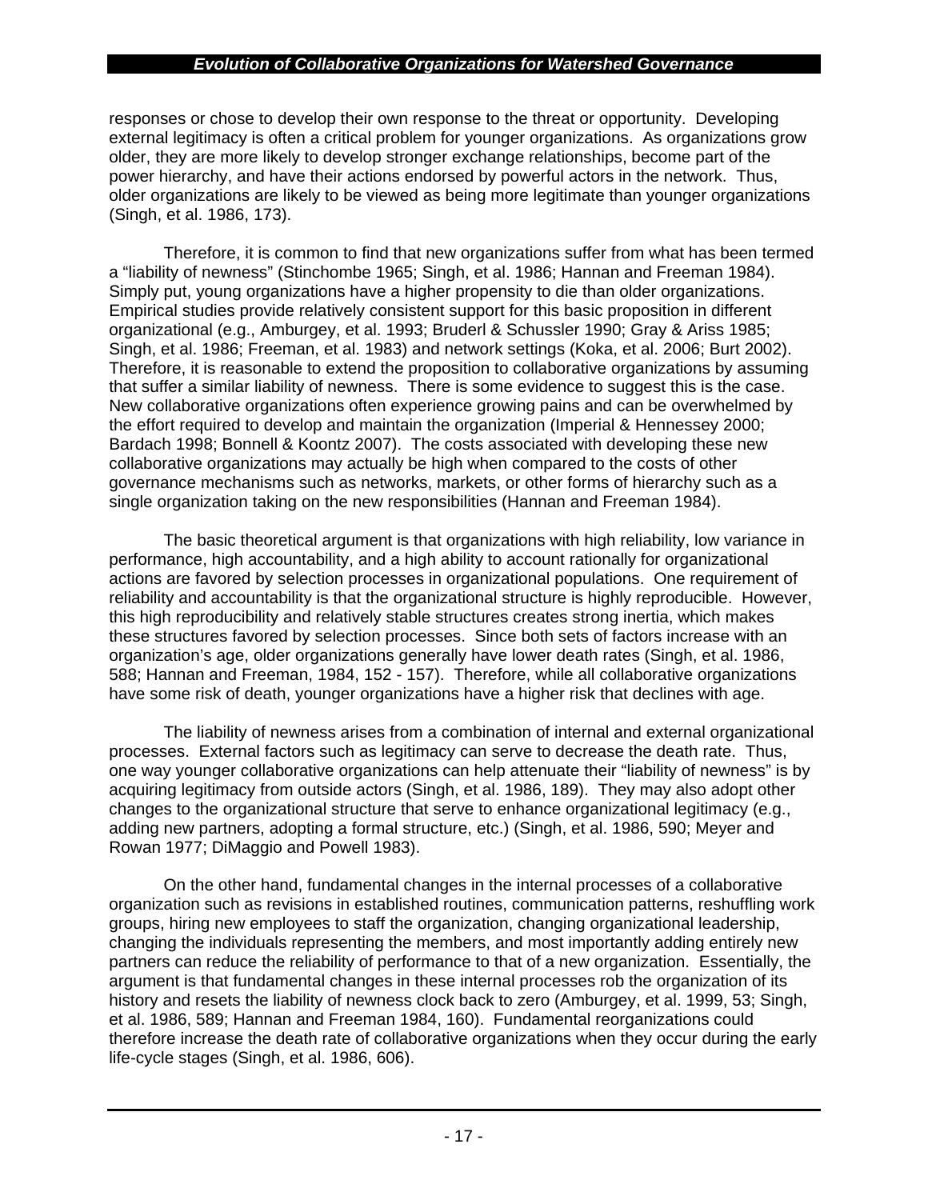responses or chose to develop their own response to the threat or opportunity. Developing external legitimacy is often a critical problem for younger organizations. As organizations grow older, they are more likely to develop stronger exchange relationships, become part of the power hierarchy, and have their actions endorsed by powerful actors in the network. Thus, older organizations are likely to be viewed as being more legitimate than younger organizations (Singh, et al. 1986, 173).

Therefore, it is common to find that new organizations suffer from what has been termed a "liability of newness" (Stinchombe 1965; Singh, et al. 1986; Hannan and Freeman 1984). Simply put, young organizations have a higher propensity to die than older organizations. Empirical studies provide relatively consistent support for this basic proposition in different organizational (e.g., Amburgey, et al. 1993; Bruderl & Schussler 1990; Gray & Ariss 1985; Singh, et al. 1986; Freeman, et al. 1983) and network settings (Koka, et al. 2006; Burt 2002). Therefore, it is reasonable to extend the proposition to collaborative organizations by assuming that suffer a similar liability of newness. There is some evidence to suggest this is the case. New collaborative organizations often experience growing pains and can be overwhelmed by the effort required to develop and maintain the organization (Imperial & Hennessey 2000; Bardach 1998; Bonnell & Koontz 2007). The costs associated with developing these new collaborative organizations may actually be high when compared to the costs of other governance mechanisms such as networks, markets, or other forms of hierarchy such as a single organization taking on the new responsibilities (Hannan and Freeman 1984).

The basic theoretical argument is that organizations with high reliability, low variance in performance, high accountability, and a high ability to account rationally for organizational actions are favored by selection processes in organizational populations. One requirement of reliability and accountability is that the organizational structure is highly reproducible. However, this high reproducibility and relatively stable structures creates strong inertia, which makes these structures favored by selection processes. Since both sets of factors increase with an organization's age, older organizations generally have lower death rates (Singh, et al. 1986, 588; Hannan and Freeman, 1984, 152 - 157). Therefore, while all collaborative organizations have some risk of death, younger organizations have a higher risk that declines with age.

The liability of newness arises from a combination of internal and external organizational processes. External factors such as legitimacy can serve to decrease the death rate. Thus, one way younger collaborative organizations can help attenuate their "liability of newness" is by acquiring legitimacy from outside actors (Singh, et al. 1986, 189). They may also adopt other changes to the organizational structure that serve to enhance organizational legitimacy (e.g., adding new partners, adopting a formal structure, etc.) (Singh, et al. 1986, 590; Meyer and Rowan 1977; DiMaggio and Powell 1983).

On the other hand, fundamental changes in the internal processes of a collaborative organization such as revisions in established routines, communication patterns, reshuffling work groups, hiring new employees to staff the organization, changing organizational leadership, changing the individuals representing the members, and most importantly adding entirely new partners can reduce the reliability of performance to that of a new organization. Essentially, the argument is that fundamental changes in these internal processes rob the organization of its history and resets the liability of newness clock back to zero (Amburgey, et al. 1999, 53; Singh, et al. 1986, 589; Hannan and Freeman 1984, 160). Fundamental reorganizations could therefore increase the death rate of collaborative organizations when they occur during the early life-cycle stages (Singh, et al. 1986, 606).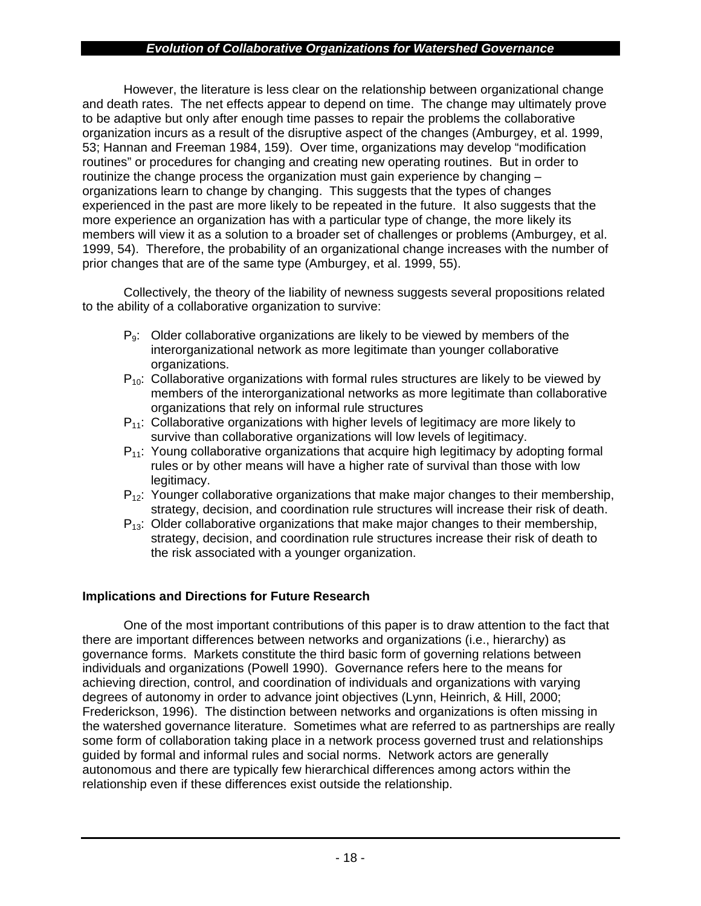However, the literature is less clear on the relationship between organizational change and death rates. The net effects appear to depend on time. The change may ultimately prove to be adaptive but only after enough time passes to repair the problems the collaborative organization incurs as a result of the disruptive aspect of the changes (Amburgey, et al. 1999, 53; Hannan and Freeman 1984, 159). Over time, organizations may develop "modification routines" or procedures for changing and creating new operating routines. But in order to routinize the change process the organization must gain experience by changing – organizations learn to change by changing. This suggests that the types of changes experienced in the past are more likely to be repeated in the future. It also suggests that the more experience an organization has with a particular type of change, the more likely its members will view it as a solution to a broader set of challenges or problems (Amburgey, et al. 1999, 54). Therefore, the probability of an organizational change increases with the number of prior changes that are of the same type (Amburgey, et al. 1999, 55).

Collectively, the theory of the liability of newness suggests several propositions related to the ability of a collaborative organization to survive:

- $P_9$: Older collaborative organizations are likely to be viewed by members of the interorganizational network as more legitimate than younger collaborative organizations.
- $P_{10}$: Collaborative organizations with formal rules structures are likely to be viewed by members of the interorganizational networks as more legitimate than collaborative organizations that rely on informal rule structures
- $P_{11}$: Collaborative organizations with higher levels of legitimacy are more likely to survive than collaborative organizations will low levels of legitimacy.
- $P_{11}$: Young collaborative organizations that acquire high legitimacy by adopting formal rules or by other means will have a higher rate of survival than those with low legitimacy.
- $P_{12}$: Younger collaborative organizations that make major changes to their membership, strategy, decision, and coordination rule structures will increase their risk of death.
- $P_{13}$: Older collaborative organizations that make major changes to their membership, strategy, decision, and coordination rule structures increase their risk of death to the risk associated with a younger organization.

**Implications and Directions for Future Research**

One of the most important contributions of this paper is to draw attention to the fact that there are important differences between networks and organizations (i.e., hierarchy) as governance forms. Markets constitute the third basic form of governing relations between individuals and organizations (Powell 1990). Governance refers here to the means for achieving direction, control, and coordination of individuals and organizations with varying degrees of autonomy in order to advance joint objectives (Lynn, Heinrich, & Hill, 2000; Frederickson, 1996). The distinction between networks and organizations is often missing in the watershed governance literature. Sometimes what are referred to as partnerships are really some form of collaboration taking place in a network process governed trust and relationships guided by formal and informal rules and social norms. Network actors are generally autonomous and there are typically few hierarchical differences among actors within the relationship even if these differences exist outside the relationship.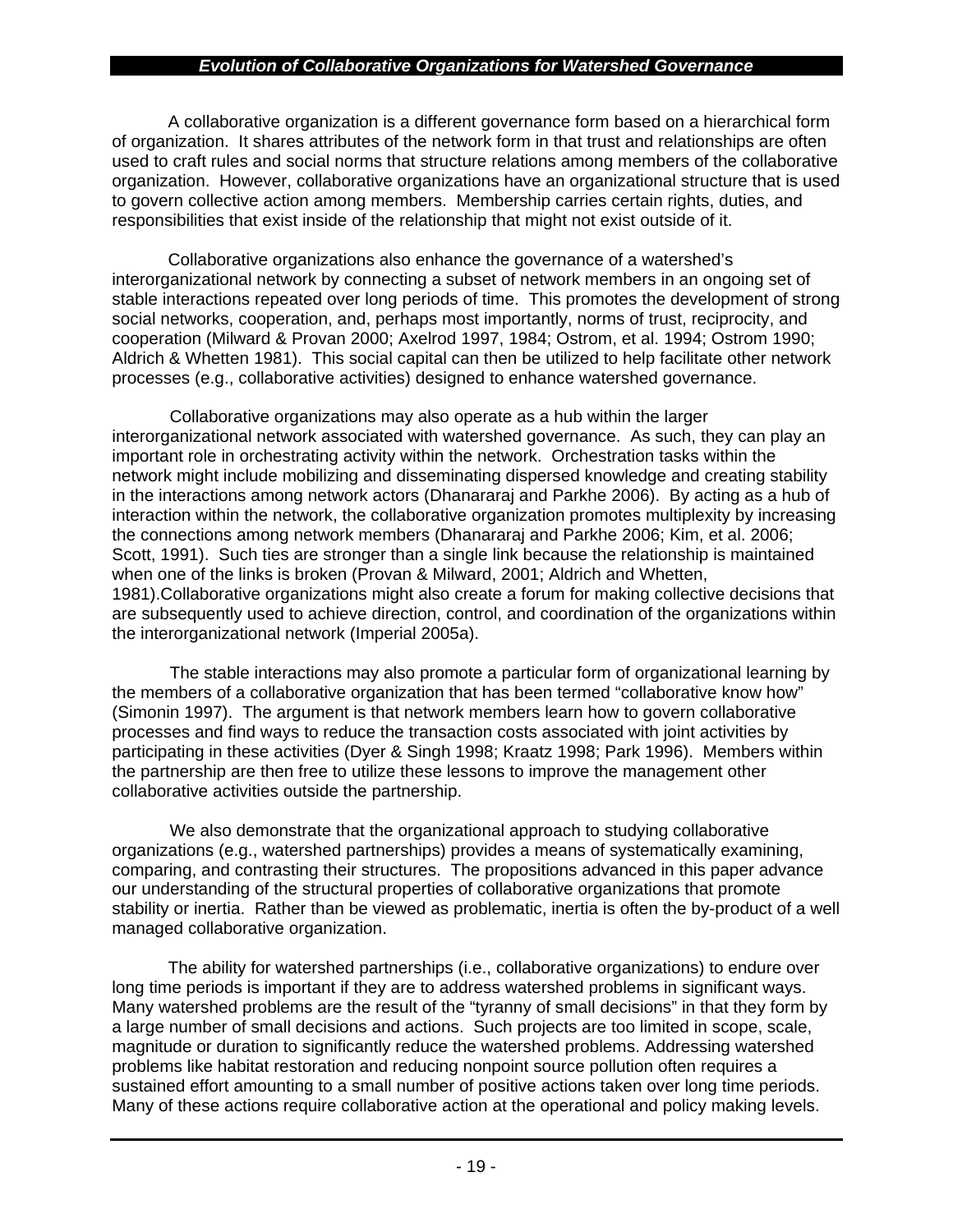A collaborative organization is a different governance form based on a hierarchical form of organization. It shares attributes of the network form in that trust and relationships are often used to craft rules and social norms that structure relations among members of the collaborative organization. However, collaborative organizations have an organizational structure that is used to govern collective action among members. Membership carries certain rights, duties, and responsibilities that exist inside of the relationship that might not exist outside of it.

Collaborative organizations also enhance the governance of a watershed's interorganizational network by connecting a subset of network members in an ongoing set of stable interactions repeated over long periods of time. This promotes the development of strong social networks, cooperation, and, perhaps most importantly, norms of trust, reciprocity, and cooperation (Milward & Provan 2000; Axelrod 1997, 1984; Ostrom, et al. 1994; Ostrom 1990; Aldrich & Whetten 1981). This social capital can then be utilized to help facilitate other network processes (e.g., collaborative activities) designed to enhance watershed governance.

Collaborative organizations may also operate as a hub within the larger interorganizational network associated with watershed governance. As such, they can play an important role in orchestrating activity within the network. Orchestration tasks within the network might include mobilizing and disseminating dispersed knowledge and creating stability in the interactions among network actors (Dhanararaj and Parkhe 2006). By acting as a hub of interaction within the network, the collaborative organization promotes multiplexity by increasing the connections among network members (Dhanararaj and Parkhe 2006; Kim, et al. 2006; Scott, 1991). Such ties are stronger than a single link because the relationship is maintained when one of the links is broken (Provan & Milward, 2001; Aldrich and Whetten, 1981).Collaborative organizations might also create a forum for making collective decisions that are subsequently used to achieve direction, control, and coordination of the organizations within the interorganizational network (Imperial 2005a).

The stable interactions may also promote a particular form of organizational learning by the members of a collaborative organization that has been termed "collaborative know how" (Simonin 1997). The argument is that network members learn how to govern collaborative processes and find ways to reduce the transaction costs associated with joint activities by participating in these activities (Dyer & Singh 1998; Kraatz 1998; Park 1996). Members within the partnership are then free to utilize these lessons to improve the management other collaborative activities outside the partnership.

We also demonstrate that the organizational approach to studying collaborative organizations (e.g., watershed partnerships) provides a means of systematically examining, comparing, and contrasting their structures. The propositions advanced in this paper advance our understanding of the structural properties of collaborative organizations that promote stability or inertia. Rather than be viewed as problematic, inertia is often the by-product of a well managed collaborative organization.

The ability for watershed partnerships (i.e., collaborative organizations) to endure over long time periods is important if they are to address watershed problems in significant ways. Many watershed problems are the result of the "tyranny of small decisions" in that they form by a large number of small decisions and actions. Such projects are too limited in scope, scale, magnitude or duration to significantly reduce the watershed problems. Addressing watershed problems like habitat restoration and reducing nonpoint source pollution often requires a sustained effort amounting to a small number of positive actions taken over long time periods. Many of these actions require collaborative action at the operational and policy making levels.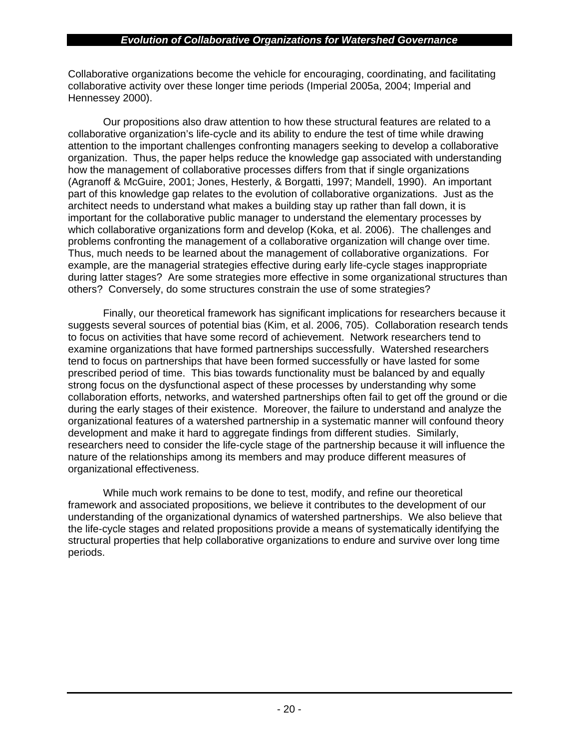Collaborative organizations become the vehicle for encouraging, coordinating, and facilitating collaborative activity over these longer time periods (Imperial 2005a, 2004; Imperial and Hennessey 2000).

Our propositions also draw attention to how these structural features are related to a collaborative organization's life-cycle and its ability to endure the test of time while drawing attention to the important challenges confronting managers seeking to develop a collaborative organization. Thus, the paper helps reduce the knowledge gap associated with understanding how the management of collaborative processes differs from that if single organizations (Agranoff & McGuire, 2001; Jones, Hesterly, & Borgatti, 1997; Mandell, 1990). An important part of this knowledge gap relates to the evolution of collaborative organizations. Just as the architect needs to understand what makes a building stay up rather than fall down, it is important for the collaborative public manager to understand the elementary processes by which collaborative organizations form and develop (Koka, et al. 2006). The challenges and problems confronting the management of a collaborative organization will change over time. Thus, much needs to be learned about the management of collaborative organizations. For example, are the managerial strategies effective during early life-cycle stages inappropriate during latter stages? Are some strategies more effective in some organizational structures than others? Conversely, do some structures constrain the use of some strategies?

Finally, our theoretical framework has significant implications for researchers because it suggests several sources of potential bias (Kim, et al. 2006, 705). Collaboration research tends to focus on activities that have some record of achievement. Network researchers tend to examine organizations that have formed partnerships successfully. Watershed researchers tend to focus on partnerships that have been formed successfully or have lasted for some prescribed period of time. This bias towards functionality must be balanced by and equally strong focus on the dysfunctional aspect of these processes by understanding why some collaboration efforts, networks, and watershed partnerships often fail to get off the ground or die during the early stages of their existence. Moreover, the failure to understand and analyze the organizational features of a watershed partnership in a systematic manner will confound theory development and make it hard to aggregate findings from different studies. Similarly, researchers need to consider the life-cycle stage of the partnership because it will influence the nature of the relationships among its members and may produce different measures of organizational effectiveness.

While much work remains to be done to test, modify, and refine our theoretical framework and associated propositions, we believe it contributes to the development of our understanding of the organizational dynamics of watershed partnerships. We also believe that the life-cycle stages and related propositions provide a means of systematically identifying the structural properties that help collaborative organizations to endure and survive over long time periods.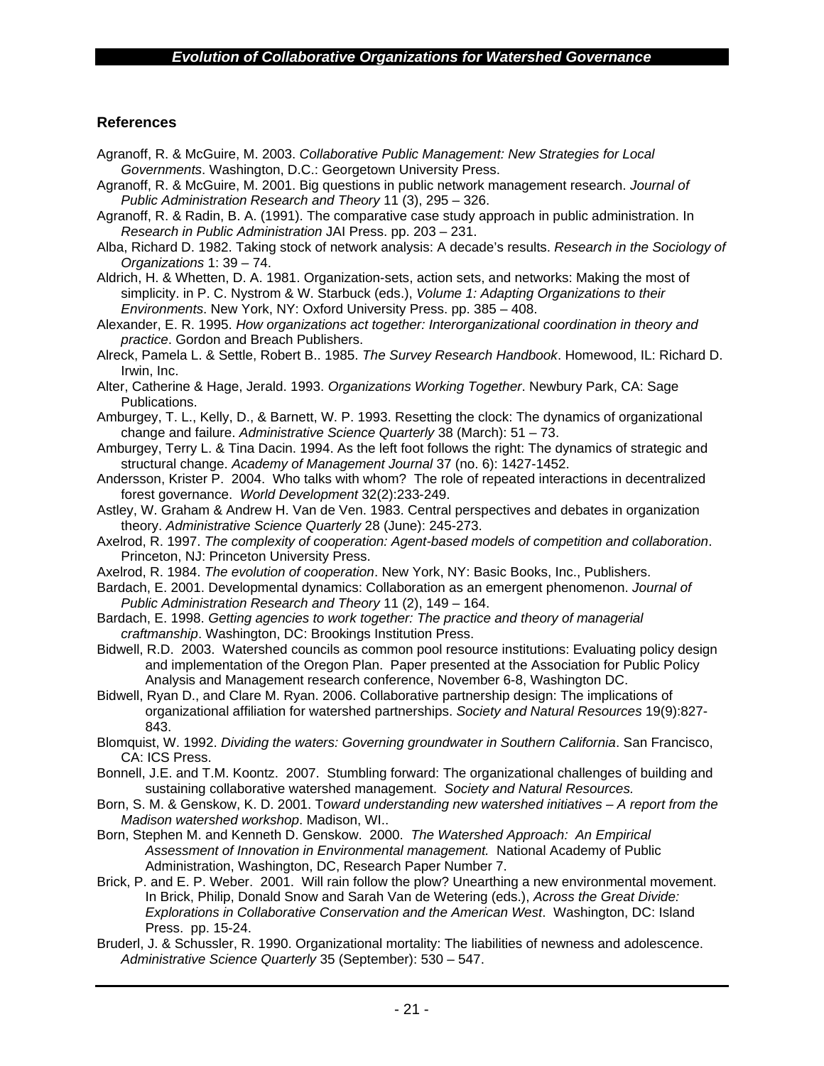## References

Agranoff, R. & McGuire, M. 2003. *Collaborative Public Management: New Strategies for Local Governments*. Washington, D.C.: Georgetown University Press.

Agranoff, R. & McGuire, M. 2001. Big questions in public network management research. *Journal of Public Administration Research and Theory* 11 (3), 295 – 326.

Agranoff, R. & Radin, B. A. (1991). The comparative case study approach in public administration. In *Research in Public Administration* JAI Press. pp. 203 – 231.

Alba, Richard D. 1982. Taking stock of network analysis: A decade's results. *Research in the Sociology of Organizations* 1: 39 – 74.

Aldrich, H. & Whetten, D. A. 1981. Organization-sets, action sets, and networks: Making the most of simplicity. in P. C. Nystrom & W. Starbuck (eds.), *Volume 1: Adapting Organizations to their Environments*. New York, NY: Oxford University Press. pp. 385 – 408.

Alexander, E. R. 1995. *How organizations act together: Interorganizational coordination in theory and practice*. Gordon and Breach Publishers.

Alreck, Pamela L. & Settle, Robert B.. 1985. *The Survey Research Handbook*. Homewood, IL: Richard D. Irwin, Inc.

Alter, Catherine & Hage, Jerald. 1993. *Organizations Working Together*. Newbury Park, CA: Sage Publications.

Amburgey, T. L., Kelly, D., & Barnett, W. P. 1993. Resetting the clock: The dynamics of organizational change and failure. *Administrative Science Quarterly* 38 (March): 51 – 73.

Amburgey, Terry L. & Tina Dacin. 1994. As the left foot follows the right: The dynamics of strategic and structural change. *Academy of Management Journal* 37 (no. 6): 1427-1452.

Andersson, Krister P. 2004. Who talks with whom? The role of repeated interactions in decentralized forest governance. *World Development* 32(2):233-249.

Astley, W. Graham & Andrew H. Van de Ven. 1983. Central perspectives and debates in organization theory. *Administrative Science Quarterly* 28 (June): 245-273.

Axelrod, R. 1997. *The complexity of cooperation: Agent-based models of competition and collaboration*. Princeton, NJ: Princeton University Press.

Axelrod, R. 1984. *The evolution of cooperation*. New York, NY: Basic Books, Inc., Publishers.

Bardach, E. 2001. Developmental dynamics: Collaboration as an emergent phenomenon. *Journal of Public Administration Research and Theory* 11 (2), 149 – 164.

Bardach, E. 1998. *Getting agencies to work together: The practice and theory of managerial craftmanship*. Washington, DC: Brookings Institution Press.

Bidwell, R.D. 2003. Watershed councils as common pool resource institutions: Evaluating policy design and implementation of the Oregon Plan. Paper presented at the Association for Public Policy Analysis and Management research conference, November 6-8, Washington DC.

Bidwell, Ryan D., and Clare M. Ryan. 2006. Collaborative partnership design: The implications of organizational affiliation for watershed partnerships. *Society and Natural Resources* 19(9):827-843.

Blomquist, W. 1992. *Dividing the waters: Governing groundwater in Southern California*. San Francisco, CA: ICS Press.

Bonnell, J.E. and T.M. Koontz. 2007. Stumbling forward: The organizational challenges of building and sustaining collaborative watershed management. *Society and Natural Resources.*

Born, S. M. & Genskow, K. D. 2001. T*oward understanding new watershed initiatives – A report from the Madison watershed workshop*. Madison, WI..

Born, Stephen M. and Kenneth D. Genskow. 2000. *The Watershed Approach: An Empirical Assessment of Innovation in Environmental management.* National Academy of Public Administration, Washington, DC, Research Paper Number 7.

Brick, P. and E. P. Weber. 2001. Will rain follow the plow? Unearthing a new environmental movement. In Brick, Philip, Donald Snow and Sarah Van de Wetering (eds.), *Across the Great Divide: Explorations in Collaborative Conservation and the American West*. Washington, DC: Island Press. pp. 15-24.

Bruderl, J. & Schussler, R. 1990. Organizational mortality: The liabilities of newness and adolescence. *Administrative Science Quarterly* 35 (September): 530 – 547.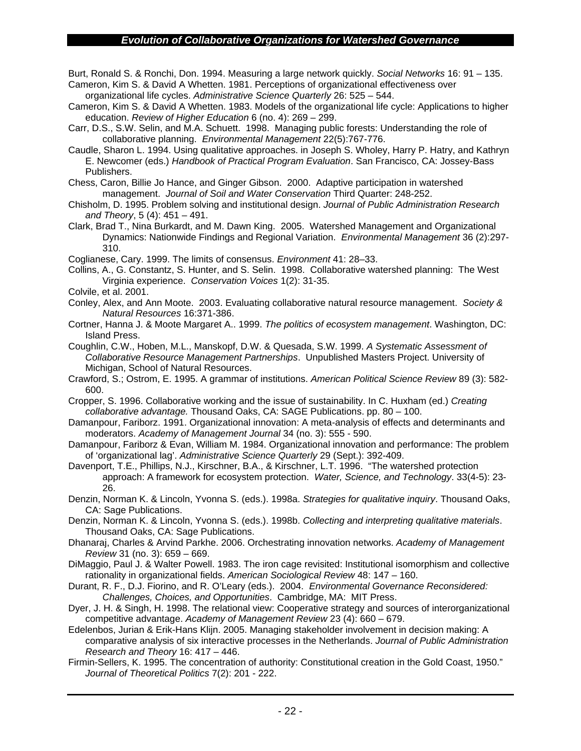Burt, Ronald S. & Ronchi, Don. 1994. Measuring a large network quickly. *Social Networks* 16: 91 – 135.

Cameron, Kim S. & David A Whetten. 1981. Perceptions of organizational effectiveness over organizational life cycles. *Administrative Science Quarterly* 26: 525 – 544.

Cameron, Kim S. & David A Whetten. 1983. Models of the organizational life cycle: Applications to higher education. *Review of Higher Education* 6 (no. 4): 269 – 299.

Carr, D.S., S.W. Selin, and M.A. Schuett. 1998. Managing public forests: Understanding the role of collaborative planning. *Environmental Management* 22(5):767-776.

Caudle, Sharon L. 1994. Using qualitative approaches. in Joseph S. Wholey, Harry P. Hatry, and Kathryn E. Newcomer (eds.) *Handbook of Practical Program Evaluation*. San Francisco, CA: Jossey-Bass Publishers.

Chess, Caron, Billie Jo Hance, and Ginger Gibson. 2000. Adaptive participation in watershed management. *Journal of Soil and Water Conservation* Third Quarter: 248-252.

Chisholm, D. 1995. Problem solving and institutional design. *Journal of Public Administration Research and Theory*, 5 (4): 451 – 491.

Clark, Brad T., Nina Burkardt, and M. Dawn King. 2005. Watershed Management and Organizational Dynamics: Nationwide Findings and Regional Variation. *Environmental Management* 36 (2):297-310.

Coglianese, Cary. 1999. The limits of consensus. *Environment* 41: 28–33.

Collins, A., G. Constantz, S. Hunter, and S. Selin. 1998. Collaborative watershed planning: The West Virginia experience. *Conservation Voices* 1(2): 31-35.

Colvile, et al. 2001.

Conley, Alex, and Ann Moote. 2003. Evaluating collaborative natural resource management. *Society & Natural Resources* 16:371-386.

Cortner, Hanna J. & Moote Margaret A.. 1999. *The politics of ecosystem management*. Washington, DC: Island Press.

Coughlin, C.W., Hoben, M.L., Manskopf, D.W. & Quesada, S.W. 1999. *A Systematic Assessment of Collaborative Resource Management Partnerships*. Unpublished Masters Project. University of Michigan, School of Natural Resources.

Crawford, S.; Ostrom, E. 1995. A grammar of institutions. *American Political Science Review* 89 (3): 582-600.

Cropper, S. 1996. Collaborative working and the issue of sustainability. In C. Huxham (ed.) *Creating collaborative advantage.* Thousand Oaks, CA: SAGE Publications. pp. 80 – 100.

Damanpour, Fariborz. 1991. Organizational innovation: A meta-analysis of effects and determinants and moderators. *Academy of Management Journal* 34 (no. 3): 555 - 590.

Damanpour, Fariborz & Evan, William M. 1984. Organizational innovation and performance: The problem of 'organizational lag'. *Administrative Science Quarterly* 29 (Sept.): 392-409.

Davenport, T.E., Phillips, N.J., Kirschner, B.A., & Kirschner, L.T. 1996. "The watershed protection approach: A framework for ecosystem protection. *Water, Science, and Technology*. 33(4-5): 23-26.

Denzin, Norman K. & Lincoln, Yvonna S. (eds.). 1998a. *Strategies for qualitative inquiry*. Thousand Oaks, CA: Sage Publications.

Denzin, Norman K. & Lincoln, Yvonna S. (eds.). 1998b. *Collecting and interpreting qualitative materials*. Thousand Oaks, CA: Sage Publications.

Dhanaraj, Charles & Arvind Parkhe. 2006. Orchestrating innovation networks. *Academy of Management Review* 31 (no. 3): 659 – 669.

DiMaggio, Paul J. & Walter Powell. 1983. The iron cage revisited: Institutional isomorphism and collective rationality in organizational fields. *American Sociological Review* 48: 147 – 160.

Durant, R. F., D.J. Fiorino, and R. O'Leary (eds.). 2004. *Environmental Governance Reconsidered: Challenges, Choices, and Opportunities*. Cambridge, MA: MIT Press.

Dyer, J. H. & Singh, H. 1998. The relational view: Cooperative strategy and sources of interorganizational competitive advantage. *Academy of Management Review* 23 (4): 660 – 679.

Edelenbos, Jurian & Erik-Hans Klijn. 2005. Managing stakeholder involvement in decision making: A comparative analysis of six interactive processes in the Netherlands. *Journal of Public Administration Research and Theory* 16: 417 – 446.

Firmin-Sellers, K. 1995. The concentration of authority: Constitutional creation in the Gold Coast, 1950." *Journal of Theoretical Politics* 7(2): 201 - 222.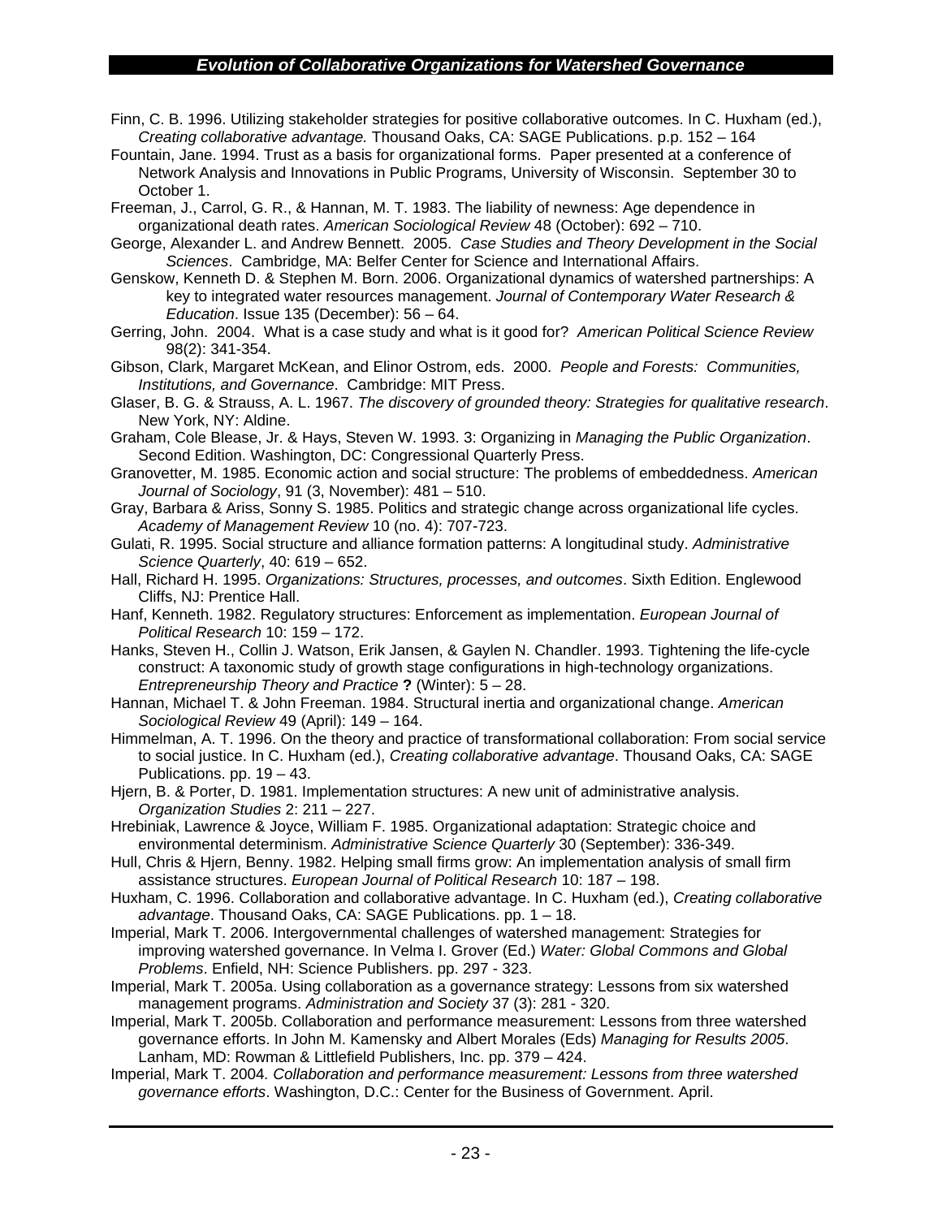Finn, C. B. 1996. Utilizing stakeholder strategies for positive collaborative outcomes. In C. Huxham (ed.), *Creating collaborative advantage.* Thousand Oaks, CA: SAGE Publications. p.p. 152 – 164

Fountain, Jane. 1994. Trust as a basis for organizational forms. Paper presented at a conference of Network Analysis and Innovations in Public Programs, University of Wisconsin. September 30 to October 1.

Freeman, J., Carrol, G. R., & Hannan, M. T. 1983. The liability of newness: Age dependence in organizational death rates. *American Sociological Review* 48 (October): 692 – 710.

George, Alexander L. and Andrew Bennett. 2005. *Case Studies and Theory Development in the Social Sciences*. Cambridge, MA: Belfer Center for Science and International Affairs.

Genskow, Kenneth D. & Stephen M. Born. 2006. Organizational dynamics of watershed partnerships: A key to integrated water resources management. *Journal of Contemporary Water Research & Education*. Issue 135 (December): 56 – 64.

Gerring, John. 2004. What is a case study and what is it good for? *American Political Science Review* 98(2): 341-354.

Gibson, Clark, Margaret McKean, and Elinor Ostrom, eds. 2000. *People and Forests: Communities, Institutions, and Governance*. Cambridge: MIT Press.

Glaser, B. G. & Strauss, A. L. 1967. *The discovery of grounded theory: Strategies for qualitative research*. New York, NY: Aldine.

Graham, Cole Blease, Jr. & Hays, Steven W. 1993. 3: Organizing in *Managing the Public Organization*. Second Edition. Washington, DC: Congressional Quarterly Press.

Granovetter, M. 1985. Economic action and social structure: The problems of embeddedness. *American Journal of Sociology*, 91 (3, November): 481 – 510.

Gray, Barbara & Ariss, Sonny S. 1985. Politics and strategic change across organizational life cycles. *Academy of Management Review* 10 (no. 4): 707-723.

Gulati, R. 1995. Social structure and alliance formation patterns: A longitudinal study. *Administrative Science Quarterly*, 40: 619 – 652.

Hall, Richard H. 1995. *Organizations: Structures, processes, and outcomes*. Sixth Edition. Englewood Cliffs, NJ: Prentice Hall.

Hanf, Kenneth. 1982. Regulatory structures: Enforcement as implementation. *European Journal of Political Research* 10: 159 – 172.

Hanks, Steven H., Collin J. Watson, Erik Jansen, & Gaylen N. Chandler. 1993. Tightening the life-cycle construct: A taxonomic study of growth stage configurations in high-technology organizations. *Entrepreneurship Theory and Practice* **?** (Winter): 5 – 28.

Hannan, Michael T. & John Freeman. 1984. Structural inertia and organizational change. *American Sociological Review* 49 (April): 149 – 164.

Himmelman, A. T. 1996. On the theory and practice of transformational collaboration: From social service to social justice. In C. Huxham (ed.), *Creating collaborative advantage*. Thousand Oaks, CA: SAGE Publications. pp. 19 – 43.

Hjern, B. & Porter, D. 1981. Implementation structures: A new unit of administrative analysis. *Organization Studies* 2: 211 – 227.

Hrebiniak, Lawrence & Joyce, William F. 1985. Organizational adaptation: Strategic choice and environmental determinism. *Administrative Science Quarterly* 30 (September): 336-349.

Hull, Chris & Hjern, Benny. 1982. Helping small firms grow: An implementation analysis of small firm assistance structures. *European Journal of Political Research* 10: 187 – 198.

Huxham, C. 1996. Collaboration and collaborative advantage. In C. Huxham (ed.), *Creating collaborative advantage*. Thousand Oaks, CA: SAGE Publications. pp. 1 – 18.

Imperial, Mark T. 2006. Intergovernmental challenges of watershed management: Strategies for improving watershed governance. In Velma I. Grover (Ed.) *Water: Global Commons and Global Problems*. Enfield, NH: Science Publishers. pp. 297 - 323.

Imperial, Mark T. 2005a. Using collaboration as a governance strategy: Lessons from six watershed management programs. *Administration and Society* 37 (3): 281 - 320.

Imperial, Mark T. 2005b. Collaboration and performance measurement: Lessons from three watershed governance efforts. In John M. Kamensky and Albert Morales (Eds) *Managing for Results 2005*. Lanham, MD: Rowman & Littlefield Publishers, Inc. pp. 379 – 424.

Imperial, Mark T. 2004*. Collaboration and performance measurement: Lessons from three watershed governance efforts*. Washington, D.C.: Center for the Business of Government. April.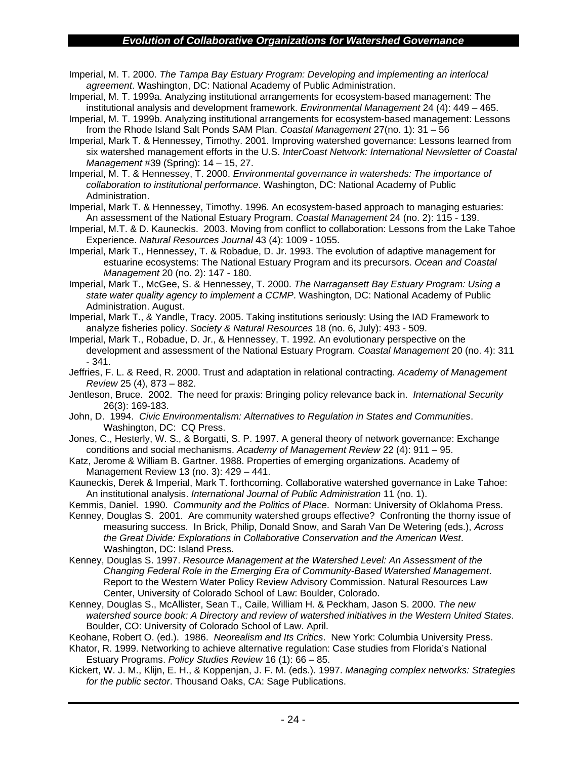Imperial, M. T. 2000. *The Tampa Bay Estuary Program: Developing and implementing an interlocal agreement*. Washington, DC: National Academy of Public Administration.

Imperial, M. T. 1999a. Analyzing institutional arrangements for ecosystem-based management: The institutional analysis and development framework. *Environmental Management* 24 (4): 449 – 465.

Imperial, M. T. 1999b. Analyzing institutional arrangements for ecosystem-based management: Lessons from the Rhode Island Salt Ponds SAM Plan. *Coastal Management* 27(no. 1): 31 – 56

Imperial, Mark T. & Hennessey, Timothy. 2001. Improving watershed governance: Lessons learned from six watershed management efforts in the U.S. *InterCoast Network: International Newsletter of Coastal Management* #39 (Spring): 14 – 15, 27.

Imperial, M. T. & Hennessey, T. 2000. *Environmental governance in watersheds: The importance of collaboration to institutional performance*. Washington, DC: National Academy of Public Administration.

Imperial, Mark T. & Hennessey, Timothy. 1996. An ecosystem-based approach to managing estuaries: An assessment of the National Estuary Program. *Coastal Management* 24 (no. 2): 115 - 139.

Imperial, M.T. & D. Kauneckis. 2003. Moving from conflict to collaboration: Lessons from the Lake Tahoe Experience. *Natural Resources Journal* 43 (4): 1009 - 1055.

Imperial, Mark T., Hennessey, T. & Robadue, D. Jr. 1993. The evolution of adaptive management for estuarine ecosystems: The National Estuary Program and its precursors. *Ocean and Coastal Management* 20 (no. 2): 147 - 180.

Imperial, Mark T., McGee, S. & Hennessey, T. 2000. *The Narragansett Bay Estuary Program: Using a state water quality agency to implement a CCMP*. Washington, DC: National Academy of Public Administration. August.

Imperial, Mark T., & Yandle, Tracy. 2005. Taking institutions seriously: Using the IAD Framework to analyze fisheries policy. *Society & Natural Resources* 18 (no. 6, July): 493 - 509.

Imperial, Mark T., Robadue, D. Jr., & Hennessey, T. 1992. An evolutionary perspective on the development and assessment of the National Estuary Program. *Coastal Management* 20 (no. 4): 311 - 341.

Jeffries, F. L. & Reed, R. 2000. Trust and adaptation in relational contracting. *Academy of Management Review* 25 (4), 873 – 882.

Jentleson, Bruce. 2002. The need for praxis: Bringing policy relevance back in. *International Security* 26(3): 169-183.

John, D. 1994. *Civic Environmentalism: Alternatives to Regulation in States and Communities*. Washington, DC: CQ Press.

Jones, C., Hesterly, W. S., & Borgatti, S. P. 1997. A general theory of network governance: Exchange conditions and social mechanisms. *Academy of Management Review* 22 (4): 911 – 95.

Katz, Jerome & William B. Gartner. 1988. Properties of emerging organizations. Academy of Management Review 13 (no. 3): 429 – 441.

Kauneckis, Derek & Imperial, Mark T. forthcoming. Collaborative watershed governance in Lake Tahoe: An institutional analysis. *International Journal of Public Administration* 11 (no. 1).

Kemmis, Daniel. 1990. *Community and the Politics of Place*. Norman: University of Oklahoma Press.

Kenney, Douglas S. 2001. Are community watershed groups effective? Confronting the thorny issue of measuring success. In Brick, Philip, Donald Snow, and Sarah Van De Wetering (eds.), *Across the Great Divide: Explorations in Collaborative Conservation and the American West*. Washington, DC: Island Press.

Kenney, Douglas S. 1997. *Resource Management at the Watershed Level: An Assessment of the Changing Federal Role in the Emerging Era of Community-Based Watershed Management*. Report to the Western Water Policy Review Advisory Commission. Natural Resources Law Center, University of Colorado School of Law: Boulder, Colorado.

Kenney, Douglas S., McAllister, Sean T., Caile, William H. & Peckham, Jason S. 2000. *The new watershed source book: A Directory and review of watershed initiatives in the Western United States*. Boulder, CO: University of Colorado School of Law. April.

Keohane, Robert O. (ed.). 1986. *Neorealism and Its Critics*. New York: Columbia University Press.

Khator, R. 1999. Networking to achieve alternative regulation: Case studies from Florida's National Estuary Programs. *Policy Studies Review* 16 (1): 66 – 85.

Kickert, W. J. M., Klijn, E. H., & Koppenjan, J. F. M. (eds.). 1997. *Managing complex networks: Strategies for the public sector*. Thousand Oaks, CA: Sage Publications.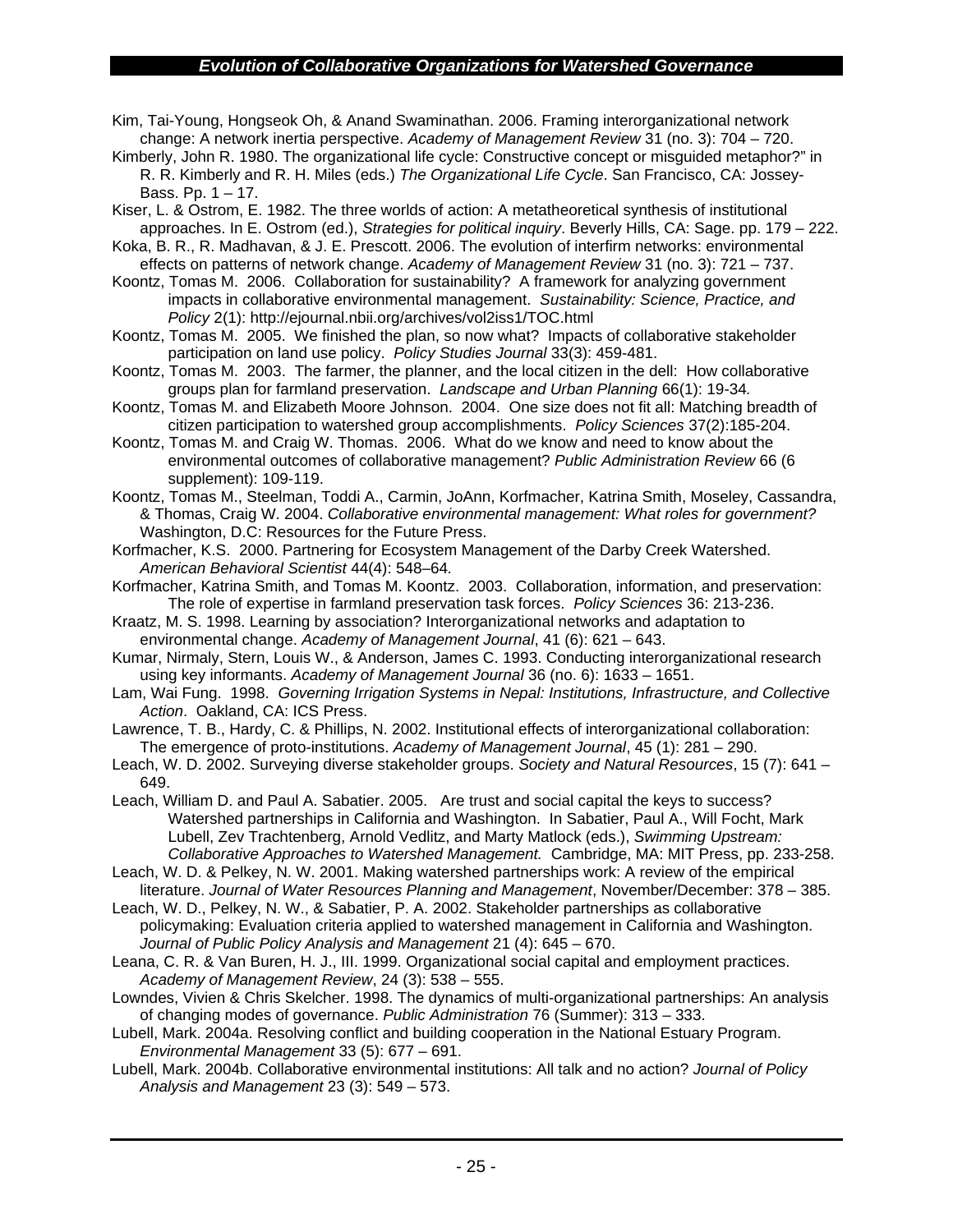Kim, Tai-Young, Hongseok Oh, & Anand Swaminathan. 2006. Framing interorganizational network change: A network inertia perspective. *Academy of Management Review* 31 (no. 3): 704 – 720.

Kimberly, John R. 1980. The organizational life cycle: Constructive concept or misguided metaphor?" in R. R. Kimberly and R. H. Miles (eds.) *The Organizational Life Cycle*. San Francisco, CA: Jossey-Bass. Pp. 1 – 17.

Kiser, L. & Ostrom, E. 1982. The three worlds of action: A metatheoretical synthesis of institutional approaches. In E. Ostrom (ed.), *Strategies for political inquiry*. Beverly Hills, CA: Sage. pp. 179 – 222.

Koka, B. R., R. Madhavan, & J. E. Prescott. 2006. The evolution of interfirm networks: environmental effects on patterns of network change. *Academy of Management Review* 31 (no. 3): 721 – 737.

Koontz, Tomas M. 2006. Collaboration for sustainability? A framework for analyzing government impacts in collaborative environmental management. *Sustainability: Science, Practice, and Policy* 2(1): http://ejournal.nbii.org/archives/vol2iss1/TOC.html

Koontz, Tomas M. 2005. We finished the plan, so now what? Impacts of collaborative stakeholder participation on land use policy. *Policy Studies Journal* 33(3): 459-481.

Koontz, Tomas M. 2003. The farmer, the planner, and the local citizen in the dell: How collaborative groups plan for farmland preservation. *Landscape and Urban Planning* 66(1): 19-34.

Koontz, Tomas M. and Elizabeth Moore Johnson. 2004. One size does not fit all: Matching breadth of citizen participation to watershed group accomplishments. *Policy Sciences* 37(2):185-204.

Koontz, Tomas M. and Craig W. Thomas. 2006. What do we know and need to know about the environmental outcomes of collaborative management? *Public Administration Review* 66 (6 supplement): 109-119.

Koontz, Tomas M., Steelman, Toddi A., Carmin, JoAnn, Korfmacher, Katrina Smith, Moseley, Cassandra, & Thomas, Craig W. 2004. *Collaborative environmental management: What roles for government?* Washington, D.C: Resources for the Future Press.

Korfmacher, K.S. 2000. Partnering for Ecosystem Management of the Darby Creek Watershed. *American Behavioral Scientist* 44(4): 548–64.

Korfmacher, Katrina Smith, and Tomas M. Koontz. 2003. Collaboration, information, and preservation: The role of expertise in farmland preservation task forces. *Policy Sciences* 36: 213-236.

Kraatz, M. S. 1998. Learning by association? Interorganizational networks and adaptation to environmental change. *Academy of Management Journal*, 41 (6): 621 – 643.

Kumar, Nirmaly, Stern, Louis W., & Anderson, James C. 1993. Conducting interorganizational research using key informants. *Academy of Management Journal* 36 (no. 6): 1633 – 1651.

Lam, Wai Fung. 1998. *Governing Irrigation Systems in Nepal: Institutions, Infrastructure, and Collective Action*. Oakland, CA: ICS Press.

Lawrence, T. B., Hardy, C. & Phillips, N. 2002. Institutional effects of interorganizational collaboration: The emergence of proto-institutions. *Academy of Management Journal*, 45 (1): 281 – 290.

Leach, W. D. 2002. Surveying diverse stakeholder groups. *Society and Natural Resources*, 15 (7): 641 – 649.

Leach, William D. and Paul A. Sabatier. 2005. Are trust and social capital the keys to success? Watershed partnerships in California and Washington. In Sabatier, Paul A., Will Focht, Mark Lubell, Zev Trachtenberg, Arnold Vedlitz, and Marty Matlock (eds.), *Swimming Upstream: Collaborative Approaches to Watershed Management.* Cambridge, MA: MIT Press, pp. 233-258.

Leach, W. D. & Pelkey, N. W. 2001. Making watershed partnerships work: A review of the empirical literature. *Journal of Water Resources Planning and Management*, November/December: 378 – 385.

Leach, W. D., Pelkey, N. W., & Sabatier, P. A. 2002. Stakeholder partnerships as collaborative policymaking: Evaluation criteria applied to watershed management in California and Washington. *Journal of Public Policy Analysis and Management* 21 (4): 645 – 670.

Leana, C. R. & Van Buren, H. J., III. 1999. Organizational social capital and employment practices. *Academy of Management Review*, 24 (3): 538 – 555.

Lowndes, Vivien & Chris Skelcher. 1998. The dynamics of multi-organizational partnerships: An analysis of changing modes of governance. *Public Administration* 76 (Summer): 313 – 333.

Lubell, Mark. 2004a. Resolving conflict and building cooperation in the National Estuary Program. *Environmental Management* 33 (5): 677 – 691.

Lubell, Mark. 2004b. Collaborative environmental institutions: All talk and no action? *Journal of Policy Analysis and Management* 23 (3): 549 – 573.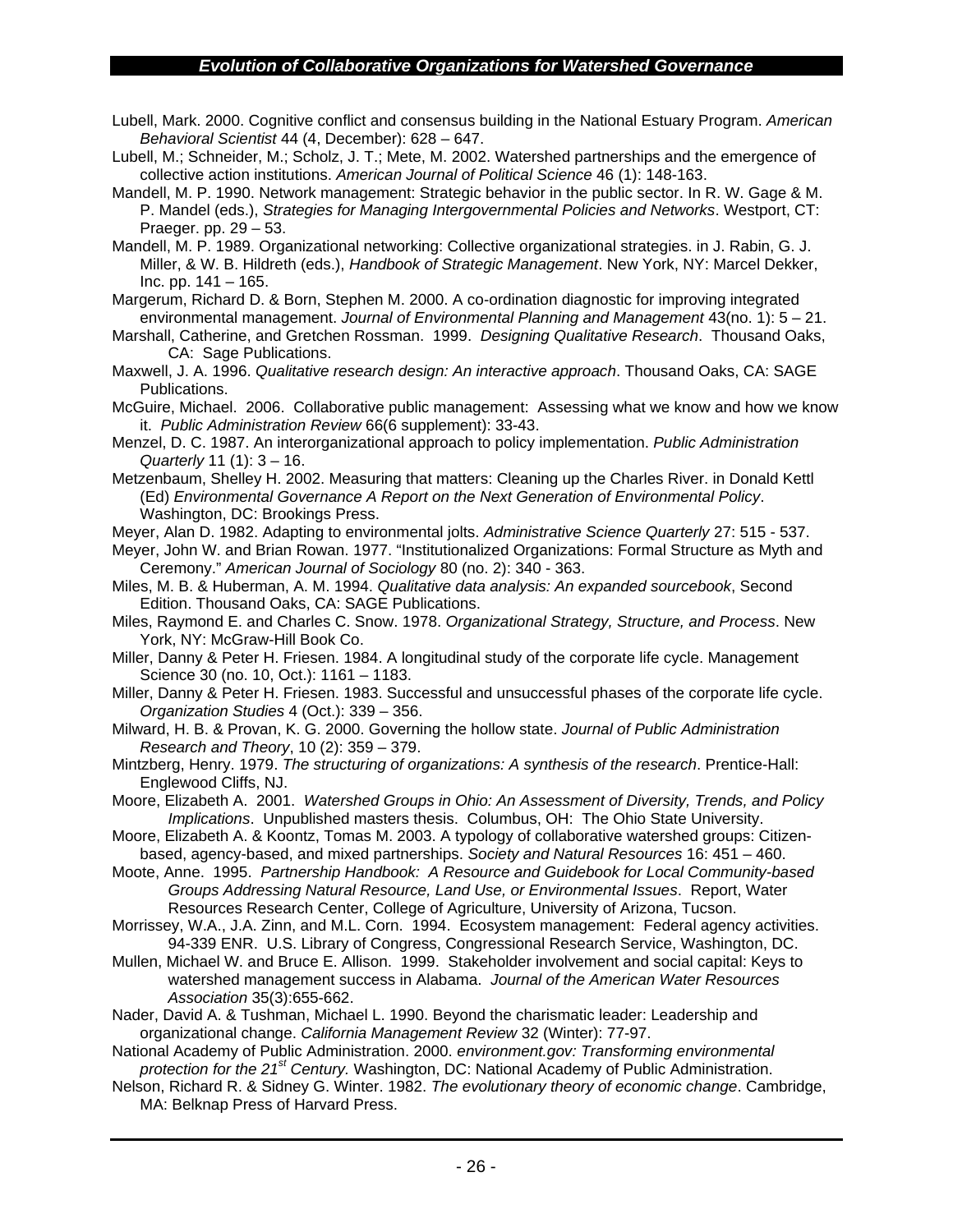Lubell, Mark. 2000. Cognitive conflict and consensus building in the National Estuary Program. *American Behavioral Scientist* 44 (4, December): 628 – 647.

Lubell, M.; Schneider, M.; Scholz, J. T.; Mete, M. 2002. Watershed partnerships and the emergence of collective action institutions. *American Journal of Political Science* 46 (1): 148-163.

Mandell, M. P. 1990. Network management: Strategic behavior in the public sector. In R. W. Gage & M. P. Mandel (eds.), *Strategies for Managing Intergovernmental Policies and Networks*. Westport, CT: Praeger. pp. 29 – 53.

Mandell, M. P. 1989. Organizational networking: Collective organizational strategies. in J. Rabin, G. J. Miller, & W. B. Hildreth (eds.), *Handbook of Strategic Management*. New York, NY: Marcel Dekker, Inc. pp. 141 – 165.

Margerum, Richard D. & Born, Stephen M. 2000. A co-ordination diagnostic for improving integrated environmental management. *Journal of Environmental Planning and Management* 43(no. 1): 5 – 21.

Marshall, Catherine, and Gretchen Rossman. 1999. *Designing Qualitative Research*. Thousand Oaks, CA: Sage Publications.

Maxwell, J. A. 1996. *Qualitative research design: An interactive approach*. Thousand Oaks, CA: SAGE Publications.

McGuire, Michael. 2006. Collaborative public management: Assessing what we know and how we know it. *Public Administration Review* 66(6 supplement): 33-43.

Menzel, D. C. 1987. An interorganizational approach to policy implementation. *Public Administration Quarterly* 11 (1): 3 – 16.

Metzenbaum, Shelley H. 2002. Measuring that matters: Cleaning up the Charles River. in Donald Kettl (Ed) *Environmental Governance A Report on the Next Generation of Environmental Policy*. Washington, DC: Brookings Press.

Meyer, Alan D. 1982. Adapting to environmental jolts. *Administrative Science Quarterly* 27: 515 - 537.

Meyer, John W. and Brian Rowan. 1977. "Institutionalized Organizations: Formal Structure as Myth and Ceremony." *American Journal of Sociology* 80 (no. 2): 340 - 363.

Miles, M. B. & Huberman, A. M. 1994. *Qualitative data analysis: An expanded sourcebook*, Second Edition. Thousand Oaks, CA: SAGE Publications.

Miles, Raymond E. and Charles C. Snow. 1978. *Organizational Strategy, Structure, and Process*. New York, NY: McGraw-Hill Book Co.

Miller, Danny & Peter H. Friesen. 1984. A longitudinal study of the corporate life cycle. Management Science 30 (no. 10, Oct.): 1161 – 1183.

Miller, Danny & Peter H. Friesen. 1983. Successful and unsuccessful phases of the corporate life cycle. *Organization Studies* 4 (Oct.): 339 – 356.

Milward, H. B. & Provan, K. G. 2000. Governing the hollow state. *Journal of Public Administration Research and Theory*, 10 (2): 359 – 379.

Mintzberg, Henry. 1979. *The structuring of organizations: A synthesis of the research*. Prentice-Hall: Englewood Cliffs, NJ.

Moore, Elizabeth A. 2001. *Watershed Groups in Ohio: An Assessment of Diversity, Trends, and Policy Implications*. Unpublished masters thesis. Columbus, OH: The Ohio State University.

Moore, Elizabeth A. & Koontz, Tomas M. 2003. A typology of collaborative watershed groups: Citizen-based, agency-based, and mixed partnerships. *Society and Natural Resources* 16: 451 – 460.

Moote, Anne. 1995. *Partnership Handbook: A Resource and Guidebook for Local Community-based Groups Addressing Natural Resource, Land Use, or Environmental Issues*. Report, Water Resources Research Center, College of Agriculture, University of Arizona, Tucson.

Morrissey, W.A., J.A. Zinn, and M.L. Corn. 1994. Ecosystem management: Federal agency activities. 94-339 ENR. U.S. Library of Congress, Congressional Research Service, Washington, DC.

Mullen, Michael W. and Bruce E. Allison. 1999. Stakeholder involvement and social capital: Keys to watershed management success in Alabama. *Journal of the American Water Resources Association* 35(3):655-662.

Nader, David A. & Tushman, Michael L. 1990. Beyond the charismatic leader: Leadership and organizational change. *California Management Review* 32 (Winter): 77-97.

National Academy of Public Administration. 2000. *environment.gov: Transforming environmental protection for the 21st Century.* Washington, DC: National Academy of Public Administration.

Nelson, Richard R. & Sidney G. Winter. 1982. *The evolutionary theory of economic change*. Cambridge, MA: Belknap Press of Harvard Press.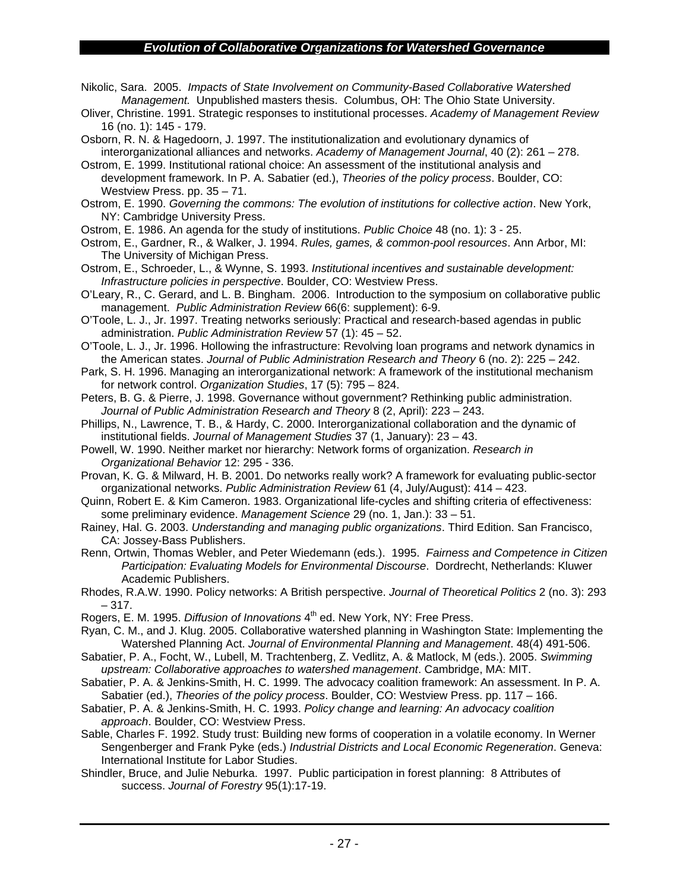Nikolic, Sara. 2005. *Impacts of State Involvement on Community-Based Collaborative Watershed Management.* Unpublished masters thesis. Columbus, OH: The Ohio State University.

Oliver, Christine. 1991. Strategic responses to institutional processes. *Academy of Management Review* 16 (no. 1): 145 - 179.

Osborn, R. N. & Hagedoorn, J. 1997. The institutionalization and evolutionary dynamics of interorganizational alliances and networks. *Academy of Management Journal*, 40 (2): 261 – 278.

Ostrom, E. 1999. Institutional rational choice: An assessment of the institutional analysis and development framework. In P. A. Sabatier (ed.), *Theories of the policy process*. Boulder, CO: Westview Press. pp. 35 – 71.

Ostrom, E. 1990. *Governing the commons: The evolution of institutions for collective action*. New York, NY: Cambridge University Press.

Ostrom, E. 1986. An agenda for the study of institutions. *Public Choice* 48 (no. 1): 3 - 25.

Ostrom, E., Gardner, R., & Walker, J. 1994. *Rules, games, & common-pool resources*. Ann Arbor, MI: The University of Michigan Press.

Ostrom, E., Schroeder, L., & Wynne, S. 1993. *Institutional incentives and sustainable development: Infrastructure policies in perspective*. Boulder, CO: Westview Press.

O'Leary, R., C. Gerard, and L. B. Bingham. 2006. Introduction to the symposium on collaborative public management. *Public Administration Review* 66(6: supplement): 6-9.

O'Toole, L. J., Jr. 1997. Treating networks seriously: Practical and research-based agendas in public administration. *Public Administration Review* 57 (1): 45 – 52.

O'Toole, L. J., Jr. 1996. Hollowing the infrastructure: Revolving loan programs and network dynamics in the American states. *Journal of Public Administration Research and Theory* 6 (no. 2): 225 – 242.

Park, S. H. 1996. Managing an interorganizational network: A framework of the institutional mechanism for network control. *Organization Studies*, 17 (5): 795 – 824.

Peters, B. G. & Pierre, J. 1998. Governance without government? Rethinking public administration. *Journal of Public Administration Research and Theory* 8 (2, April): 223 – 243.

Phillips, N., Lawrence, T. B., & Hardy, C. 2000. Interorganizational collaboration and the dynamic of institutional fields. *Journal of Management Studies* 37 (1, January): 23 – 43.

Powell, W. 1990. Neither market nor hierarchy: Network forms of organization. *Research in Organizational Behavior* 12: 295 - 336.

Provan, K. G. & Milward, H. B. 2001. Do networks really work? A framework for evaluating public-sector organizational networks. *Public Administration Review* 61 (4, July/August): 414 – 423.

Quinn, Robert E. & Kim Cameron. 1983. Organizational life-cycles and shifting criteria of effectiveness: some preliminary evidence. *Management Science* 29 (no. 1, Jan.): 33 – 51.

Rainey, Hal. G. 2003. *Understanding and managing public organizations*. Third Edition. San Francisco, CA: Jossey-Bass Publishers.

Renn, Ortwin, Thomas Webler, and Peter Wiedemann (eds.). 1995. *Fairness and Competence in Citizen Participation: Evaluating Models for Environmental Discourse*. Dordrecht, Netherlands: Kluwer Academic Publishers.

Rhodes, R.A.W. 1990. Policy networks: A British perspective. *Journal of Theoretical Politics* 2 (no. 3): 293 – 317.

Rogers, E. M. 1995. *Diffusion of Innovations* 4th ed. New York, NY: Free Press.

Ryan, C. M., and J. Klug. 2005. Collaborative watershed planning in Washington State: Implementing the Watershed Planning Act. *Journal of Environmental Planning and Management*. 48(4) 491-506.

Sabatier, P. A., Focht, W., Lubell, M. Trachtenberg, Z. Vedlitz, A. & Matlock, M (eds.). 2005. *Swimming upstream: Collaborative approaches to watershed management*. Cambridge, MA: MIT.

Sabatier, P. A. & Jenkins-Smith, H. C. 1999. The advocacy coalition framework: An assessment. In P. A. Sabatier (ed.), *Theories of the policy process*. Boulder, CO: Westview Press. pp. 117 – 166.

Sabatier, P. A. & Jenkins-Smith, H. C. 1993. *Policy change and learning: An advocacy coalition approach*. Boulder, CO: Westview Press.

Sable, Charles F. 1992. Study trust: Building new forms of cooperation in a volatile economy. In Werner Sengenberger and Frank Pyke (eds.) *Industrial Districts and Local Economic Regeneration*. Geneva: International Institute for Labor Studies.

Shindler, Bruce, and Julie Neburka. 1997. Public participation in forest planning: 8 Attributes of success. *Journal of Forestry* 95(1):17-19.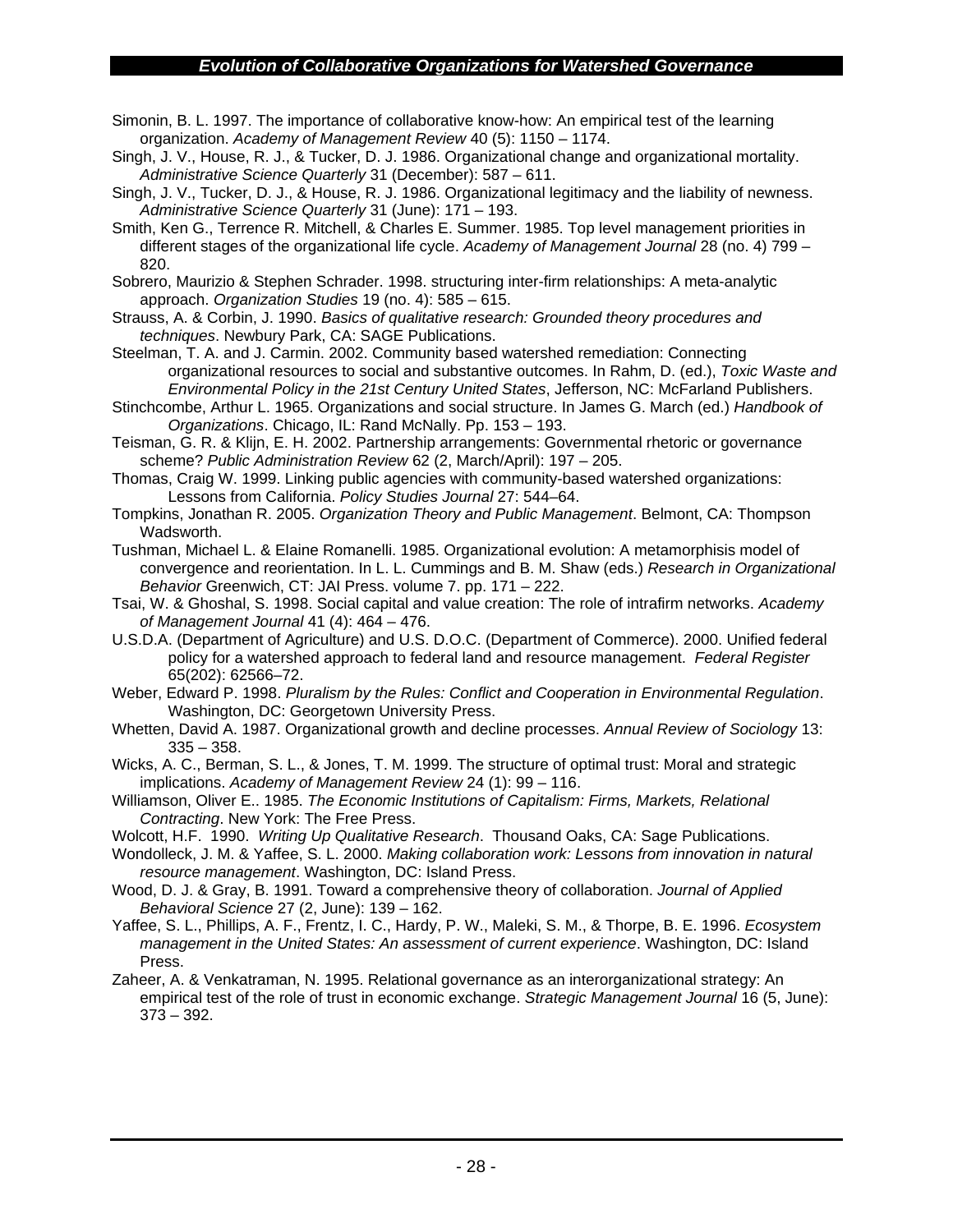Simonin, B. L. 1997. The importance of collaborative know-how: An empirical test of the learning organization. *Academy of Management Review* 40 (5): 1150 – 1174.

Singh, J. V., House, R. J., & Tucker, D. J. 1986. Organizational change and organizational mortality. *Administrative Science Quarterly* 31 (December): 587 – 611.

Singh, J. V., Tucker, D. J., & House, R. J. 1986. Organizational legitimacy and the liability of newness. *Administrative Science Quarterly* 31 (June): 171 – 193.

Smith, Ken G., Terrence R. Mitchell, & Charles E. Summer. 1985. Top level management priorities in different stages of the organizational life cycle. *Academy of Management Journal* 28 (no. 4) 799 – 820.

Sobrero, Maurizio & Stephen Schrader. 1998. structuring inter-firm relationships: A meta-analytic approach. *Organization Studies* 19 (no. 4): 585 – 615.

Strauss, A. & Corbin, J. 1990. *Basics of qualitative research: Grounded theory procedures and techniques*. Newbury Park, CA: SAGE Publications.

Steelman, T. A. and J. Carmin. 2002. Community based watershed remediation: Connecting organizational resources to social and substantive outcomes. In Rahm, D. (ed.), *Toxic Waste and Environmental Policy in the 21st Century United States*, Jefferson, NC: McFarland Publishers.

Stinchcombe, Arthur L. 1965. Organizations and social structure. In James G. March (ed.) *Handbook of Organizations*. Chicago, IL: Rand McNally. Pp. 153 – 193.

Teisman, G. R. & Klijn, E. H. 2002. Partnership arrangements: Governmental rhetoric or governance scheme? *Public Administration Review* 62 (2, March/April): 197 – 205.

Thomas, Craig W. 1999. Linking public agencies with community-based watershed organizations: Lessons from California. *Policy Studies Journal* 27: 544–64.

Tompkins, Jonathan R. 2005. *Organization Theory and Public Management*. Belmont, CA: Thompson Wadsworth.

Tushman, Michael L. & Elaine Romanelli. 1985. Organizational evolution: A metamorphisis model of convergence and reorientation. In L. L. Cummings and B. M. Shaw (eds.) *Research in Organizational Behavior* Greenwich, CT: JAI Press. volume 7. pp. 171 – 222.

Tsai, W. & Ghoshal, S. 1998. Social capital and value creation: The role of intrafirm networks. *Academy of Management Journal* 41 (4): 464 – 476.

U.S.D.A. (Department of Agriculture) and U.S. D.O.C. (Department of Commerce). 2000. Unified federal policy for a watershed approach to federal land and resource management. *Federal Register* 65(202): 62566–72.

Weber, Edward P. 1998. *Pluralism by the Rules: Conflict and Cooperation in Environmental Regulation*. Washington, DC: Georgetown University Press.

Whetten, David A. 1987. Organizational growth and decline processes. *Annual Review of Sociology* 13: 335 – 358.

Wicks, A. C., Berman, S. L., & Jones, T. M. 1999. The structure of optimal trust: Moral and strategic implications. *Academy of Management Review* 24 (1): 99 – 116.

Williamson, Oliver E.. 1985. *The Economic Institutions of Capitalism: Firms, Markets, Relational Contracting*. New York: The Free Press.

Wolcott, H.F. 1990. *Writing Up Qualitative Research*. Thousand Oaks, CA: Sage Publications.

Wondolleck, J. M. & Yaffee, S. L. 2000. *Making collaboration work: Lessons from innovation in natural resource management*. Washington, DC: Island Press.

Wood, D. J. & Gray, B. 1991. Toward a comprehensive theory of collaboration. *Journal of Applied Behavioral Science* 27 (2, June): 139 – 162.

Yaffee, S. L., Phillips, A. F., Frentz, I. C., Hardy, P. W., Maleki, S. M., & Thorpe, B. E. 1996. *Ecosystem management in the United States: An assessment of current experience*. Washington, DC: Island Press.

Zaheer, A. & Venkatraman, N. 1995. Relational governance as an interorganizational strategy: An empirical test of the role of trust in economic exchange. *Strategic Management Journal* 16 (5, June): 373 – 392.